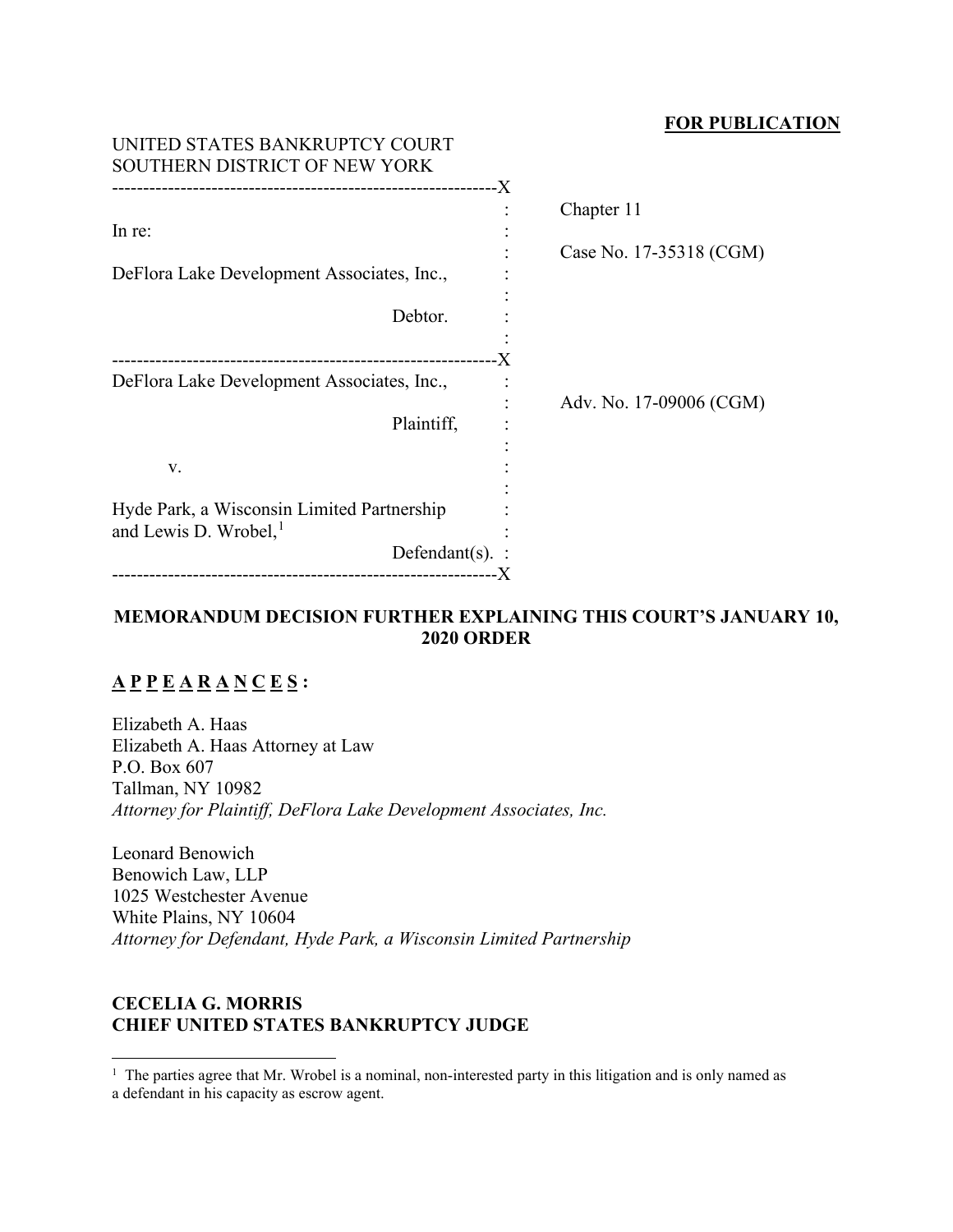**FOR PUBLICATION**

UNITED STATES BANKRUPTCY COURT
SOUTHERN DISTRICT OF NEW YORK

| | |
|---|---|
| In re: | Chapter 11 |
| DeFlora Lake Development Associates, Inc., Debtor. | Case No. 17-35318 (CGM) |
| DeFlora Lake Development Associates, Inc., Plaintiff, v. Hyde Park, a Wisconsin Limited Partnership and Lewis D. Wrobel,[1] Defendant(s). | Adv. No. 17-09006 (CGM) |

## MEMORANDUM DECISION FURTHER EXPLAINING THIS COURT'S JANUARY 10, 2020 ORDER

**A P P E A R A N C E S :**

Elizabeth A. Haas
Elizabeth A. Haas Attorney at Law
P.O. Box 607
Tallman, NY 10982
*Attorney for Plaintiff, DeFlora Lake Development Associates, Inc.*

Leonard Benowich
Benowich Law, LLP
1025 Westchester Avenue
White Plains, NY 10604
*Attorney for Defendant, Hyde Park, a Wisconsin Limited Partnership*

**CECELIA G. MORRIS**
**CHIEF UNITED STATES BANKRUPTCY JUDGE**

[1] The parties agree that Mr. Wrobel is a nominal, non-interested party in this litigation and is only named as a defendant in his capacity as escrow agent.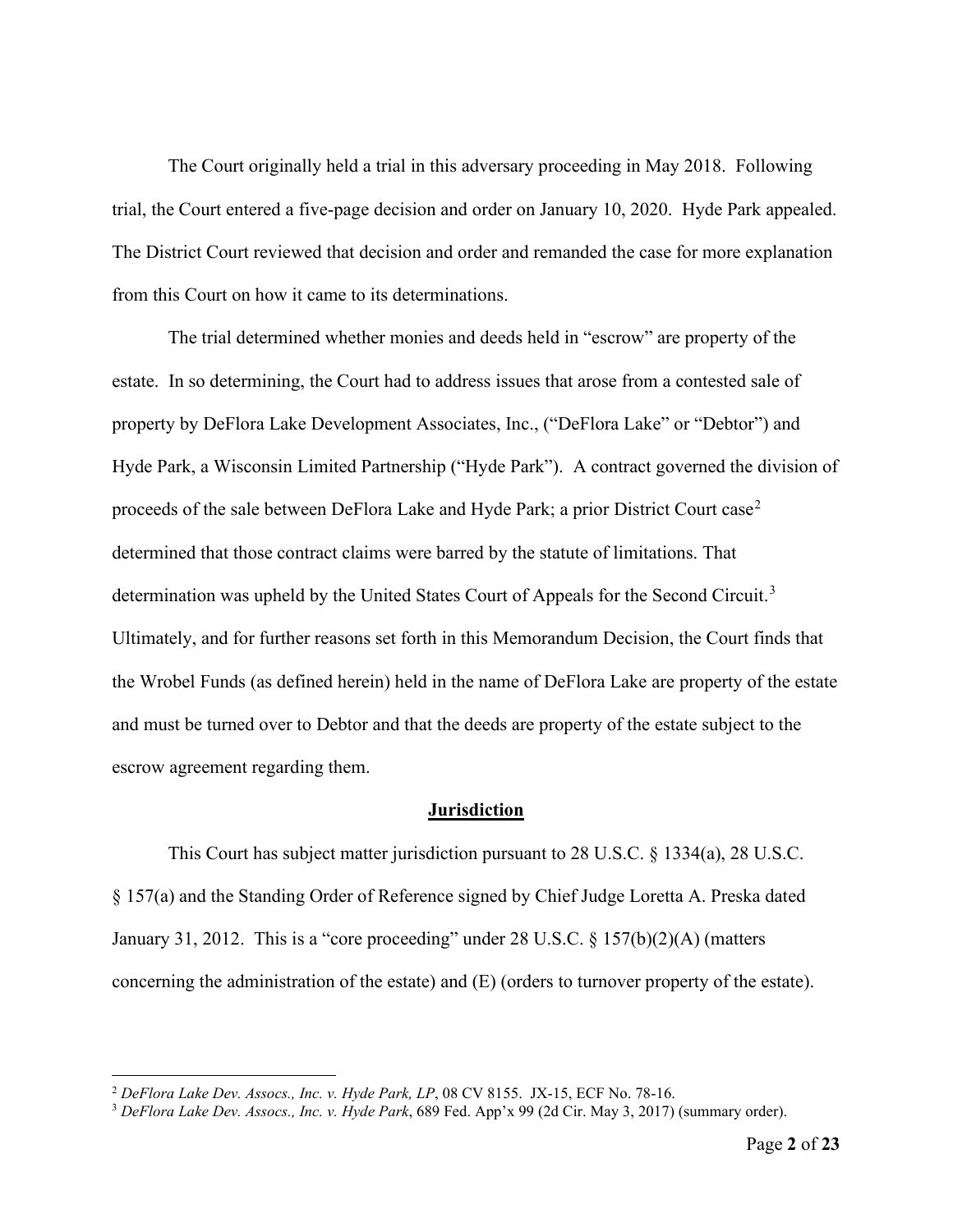The Court originally held a trial in this adversary proceeding in May 2018. Following trial, the Court entered a five-page decision and order on January 10, 2020. Hyde Park appealed. The District Court reviewed that decision and order and remanded the case for more explanation from this Court on how it came to its determinations.

The trial determined whether monies and deeds held in "escrow" are property of the estate. In so determining, the Court had to address issues that arose from a contested sale of property by DeFlora Lake Development Associates, Inc., ("DeFlora Lake" or "Debtor") and Hyde Park, a Wisconsin Limited Partnership ("Hyde Park"). A contract governed the division of proceeds of the sale between DeFlora Lake and Hyde Park; a prior District Court case[2] determined that those contract claims were barred by the statute of limitations. That determination was upheld by the United States Court of Appeals for the Second Circuit.[3] Ultimately, and for further reasons set forth in this Memorandum Decision, the Court finds that the Wrobel Funds (as defined herein) held in the name of DeFlora Lake are property of the estate and must be turned over to Debtor and that the deeds are property of the estate subject to the escrow agreement regarding them.

## Jurisdiction

This Court has subject matter jurisdiction pursuant to 28 U.S.C. § 1334(a), 28 U.S.C. § 157(a) and the Standing Order of Reference signed by Chief Judge Loretta A. Preska dated January 31, 2012. This is a "core proceeding" under 28 U.S.C. § 157(b)(2)(A) (matters concerning the administration of the estate) and (E) (orders to turnover property of the estate).

---

[2] *DeFlora Lake Dev. Assocs., Inc. v. Hyde Park, LP*, 08 CV 8155. JX-15, ECF No. 78-16.

[3] *DeFlora Lake Dev. Assocs., Inc. v. Hyde Park*, 689 Fed. App'x 99 (2d Cir. May 3, 2017) (summary order).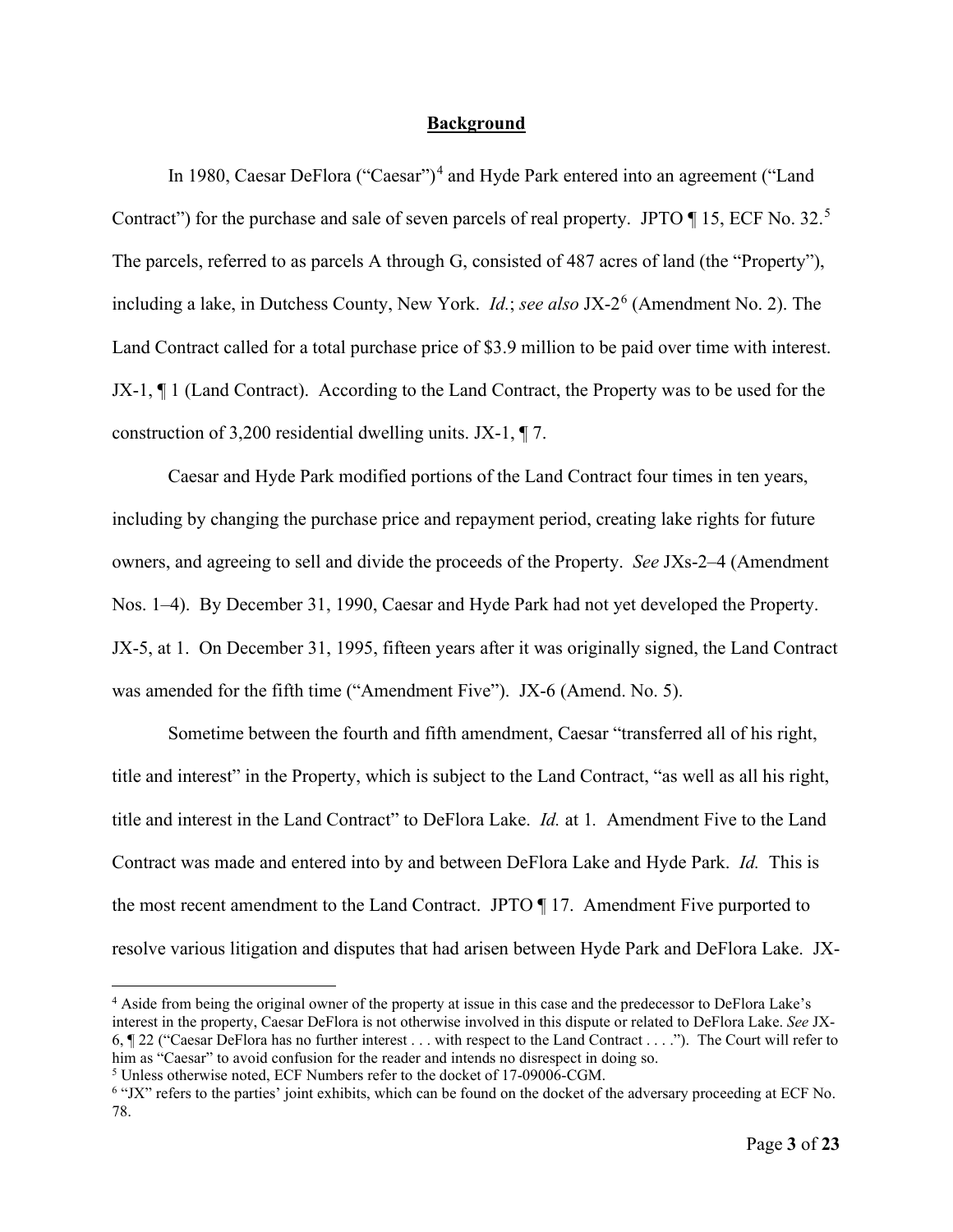## Background

In 1980, Caesar DeFlora ("Caesar")[4] and Hyde Park entered into an agreement ("Land Contract") for the purchase and sale of seven parcels of real property. JPTO ¶ 15, ECF No. 32.[5] The parcels, referred to as parcels A through G, consisted of 487 acres of land (the "Property"), including a lake, in Dutchess County, New York. *Id.*; *see also* JX-2[6] (Amendment No. 2). The Land Contract called for a total purchase price of $3.9 million to be paid over time with interest. JX-1, ¶ 1 (Land Contract). According to the Land Contract, the Property was to be used for the construction of 3,200 residential dwelling units. JX-1, ¶ 7.

Caesar and Hyde Park modified portions of the Land Contract four times in ten years, including by changing the purchase price and repayment period, creating lake rights for future owners, and agreeing to sell and divide the proceeds of the Property. *See* JXs-2–4 (Amendment Nos. 1–4). By December 31, 1990, Caesar and Hyde Park had not yet developed the Property. JX-5, at 1. On December 31, 1995, fifteen years after it was originally signed, the Land Contract was amended for the fifth time ("Amendment Five"). JX-6 (Amend. No. 5).

Sometime between the fourth and fifth amendment, Caesar "transferred all of his right, title and interest" in the Property, which is subject to the Land Contract, "as well as all his right, title and interest in the Land Contract" to DeFlora Lake. *Id.* at 1. Amendment Five to the Land Contract was made and entered into by and between DeFlora Lake and Hyde Park. *Id.* This is the most recent amendment to the Land Contract. JPTO ¶ 17. Amendment Five purported to resolve various litigation and disputes that had arisen between Hyde Park and DeFlora Lake. JX-

---

[4] Aside from being the original owner of the property at issue in this case and the predecessor to DeFlora Lake's interest in the property, Caesar DeFlora is not otherwise involved in this dispute or related to DeFlora Lake. *See* JX-6, ¶ 22 ("Caesar DeFlora has no further interest . . . with respect to the Land Contract . . . ."). The Court will refer to him as "Caesar" to avoid confusion for the reader and intends no disrespect in doing so.

[5] Unless otherwise noted, ECF Numbers refer to the docket of 17-09006-CGM.

[6] "JX" refers to the parties' joint exhibits, which can be found on the docket of the adversary proceeding at ECF No. 78.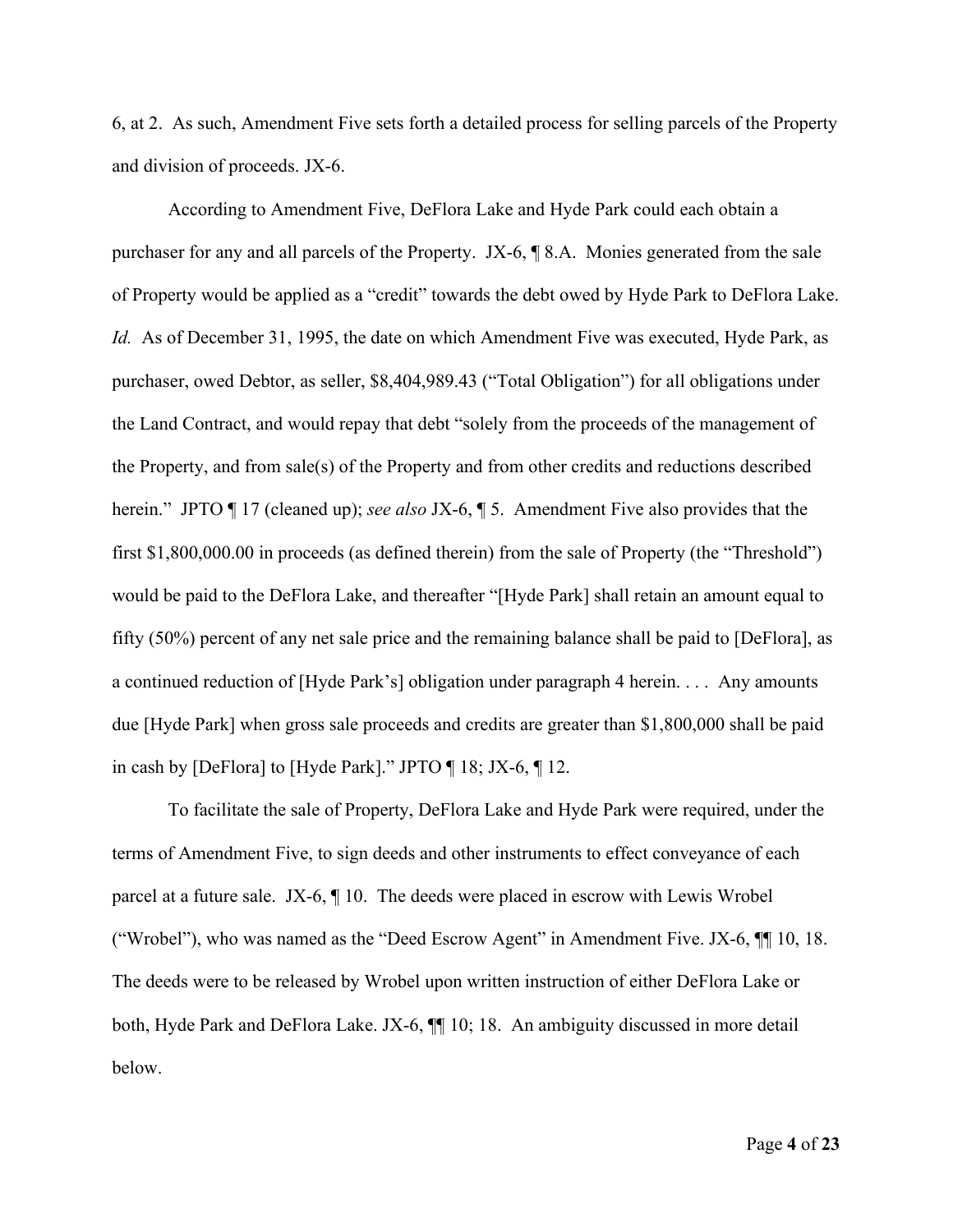6, at 2. As such, Amendment Five sets forth a detailed process for selling parcels of the Property and division of proceeds. JX-6.

According to Amendment Five, DeFlora Lake and Hyde Park could each obtain a purchaser for any and all parcels of the Property. JX-6, ¶ 8.A. Monies generated from the sale of Property would be applied as a "credit" towards the debt owed by Hyde Park to DeFlora Lake. *Id.* As of December 31, 1995, the date on which Amendment Five was executed, Hyde Park, as purchaser, owed Debtor, as seller, $8,404,989.43 ("Total Obligation") for all obligations under the Land Contract, and would repay that debt "solely from the proceeds of the management of the Property, and from sale(s) of the Property and from other credits and reductions described herein." JPTO ¶ 17 (cleaned up); *see also* JX-6, ¶ 5. Amendment Five also provides that the first $1,800,000.00 in proceeds (as defined therein) from the sale of Property (the "Threshold") would be paid to the DeFlora Lake, and thereafter "[Hyde Park] shall retain an amount equal to fifty (50%) percent of any net sale price and the remaining balance shall be paid to [DeFlora], as a continued reduction of [Hyde Park's] obligation under paragraph 4 herein. . . . Any amounts due [Hyde Park] when gross sale proceeds and credits are greater than $1,800,000 shall be paid in cash by [DeFlora] to [Hyde Park]." JPTO ¶ 18; JX-6, ¶ 12.

To facilitate the sale of Property, DeFlora Lake and Hyde Park were required, under the terms of Amendment Five, to sign deeds and other instruments to effect conveyance of each parcel at a future sale. JX-6, ¶ 10. The deeds were placed in escrow with Lewis Wrobel ("Wrobel"), who was named as the "Deed Escrow Agent" in Amendment Five. JX-6, ¶¶ 10, 18. The deeds were to be released by Wrobel upon written instruction of either DeFlora Lake or both, Hyde Park and DeFlora Lake. JX-6, ¶¶ 10; 18. An ambiguity discussed in more detail below.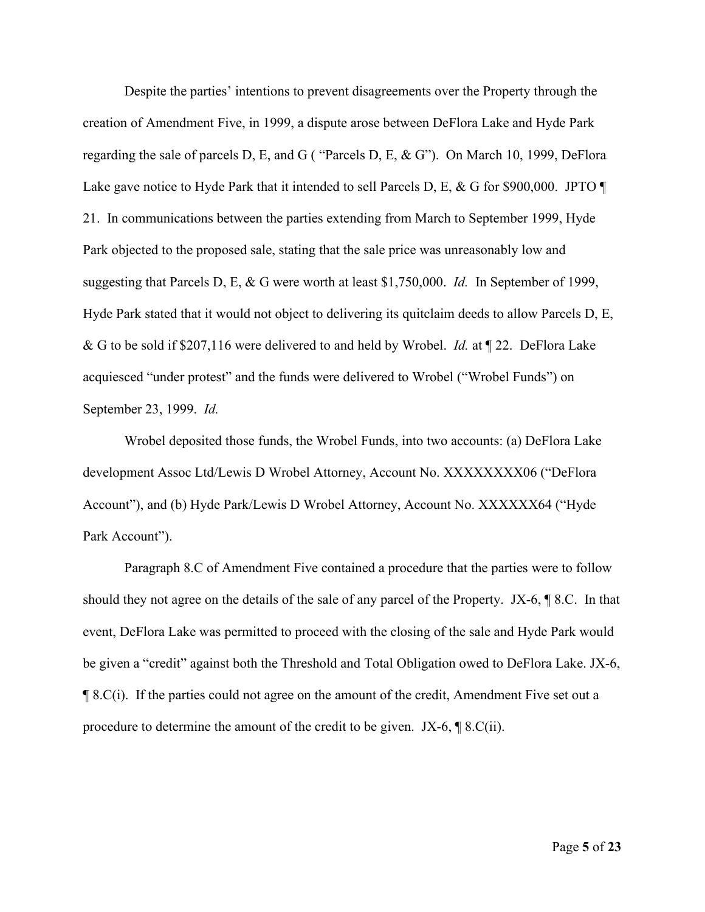Despite the parties' intentions to prevent disagreements over the Property through the creation of Amendment Five, in 1999, a dispute arose between DeFlora Lake and Hyde Park regarding the sale of parcels D, E, and G ( "Parcels D, E, & G"). On March 10, 1999, DeFlora Lake gave notice to Hyde Park that it intended to sell Parcels D, E, & G for $900,000. JPTO ¶ 21. In communications between the parties extending from March to September 1999, Hyde Park objected to the proposed sale, stating that the sale price was unreasonably low and suggesting that Parcels D, E, & G were worth at least $1,750,000. *Id.* In September of 1999, Hyde Park stated that it would not object to delivering its quitclaim deeds to allow Parcels D, E, & G to be sold if $207,116 were delivered to and held by Wrobel. *Id.* at ¶ 22. DeFlora Lake acquiesced "under protest" and the funds were delivered to Wrobel ("Wrobel Funds") on September 23, 1999. *Id.*

Wrobel deposited those funds, the Wrobel Funds, into two accounts: (a) DeFlora Lake development Assoc Ltd/Lewis D Wrobel Attorney, Account No. XXXXXXXX06 ("DeFlora Account"), and (b) Hyde Park/Lewis D Wrobel Attorney, Account No. XXXXXX64 ("Hyde Park Account").

Paragraph 8.C of Amendment Five contained a procedure that the parties were to follow should they not agree on the details of the sale of any parcel of the Property. JX-6, ¶ 8.C. In that event, DeFlora Lake was permitted to proceed with the closing of the sale and Hyde Park would be given a "credit" against both the Threshold and Total Obligation owed to DeFlora Lake. JX-6, ¶ 8.C(i). If the parties could not agree on the amount of the credit, Amendment Five set out a procedure to determine the amount of the credit to be given. JX-6, ¶ 8.C(ii).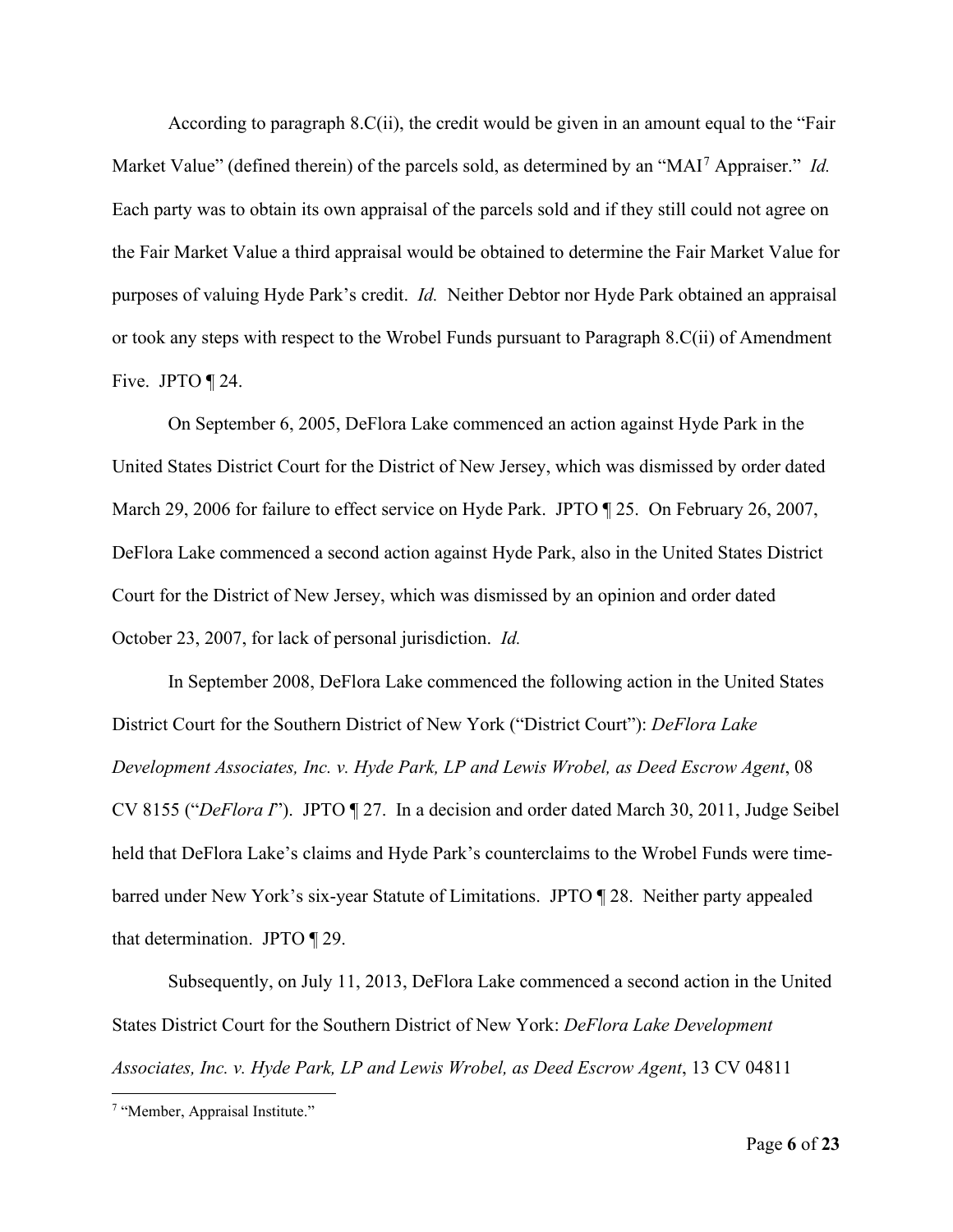According to paragraph 8.C(ii), the credit would be given in an amount equal to the "Fair Market Value" (defined therein) of the parcels sold, as determined by an "MAI[7] Appraiser." *Id.* Each party was to obtain its own appraisal of the parcels sold and if they still could not agree on the Fair Market Value a third appraisal would be obtained to determine the Fair Market Value for purposes of valuing Hyde Park's credit. *Id.* Neither Debtor nor Hyde Park obtained an appraisal or took any steps with respect to the Wrobel Funds pursuant to Paragraph 8.C(ii) of Amendment Five. JPTO ¶ 24.

On September 6, 2005, DeFlora Lake commenced an action against Hyde Park in the United States District Court for the District of New Jersey, which was dismissed by order dated March 29, 2006 for failure to effect service on Hyde Park. JPTO ¶ 25. On February 26, 2007, DeFlora Lake commenced a second action against Hyde Park, also in the United States District Court for the District of New Jersey, which was dismissed by an opinion and order dated October 23, 2007, for lack of personal jurisdiction. *Id.*

In September 2008, DeFlora Lake commenced the following action in the United States District Court for the Southern District of New York ("District Court"): *DeFlora Lake Development Associates, Inc. v. Hyde Park, LP and Lewis Wrobel, as Deed Escrow Agent*, 08 CV 8155 ("*DeFlora I*"). JPTO ¶ 27. In a decision and order dated March 30, 2011, Judge Seibel held that DeFlora Lake's claims and Hyde Park's counterclaims to the Wrobel Funds were time-barred under New York's six-year Statute of Limitations. JPTO ¶ 28. Neither party appealed that determination. JPTO ¶ 29.

Subsequently, on July 11, 2013, DeFlora Lake commenced a second action in the United States District Court for the Southern District of New York: *DeFlora Lake Development Associates, Inc. v. Hyde Park, LP and Lewis Wrobel, as Deed Escrow Agent*, 13 CV 04811

[7] "Member, Appraisal Institute."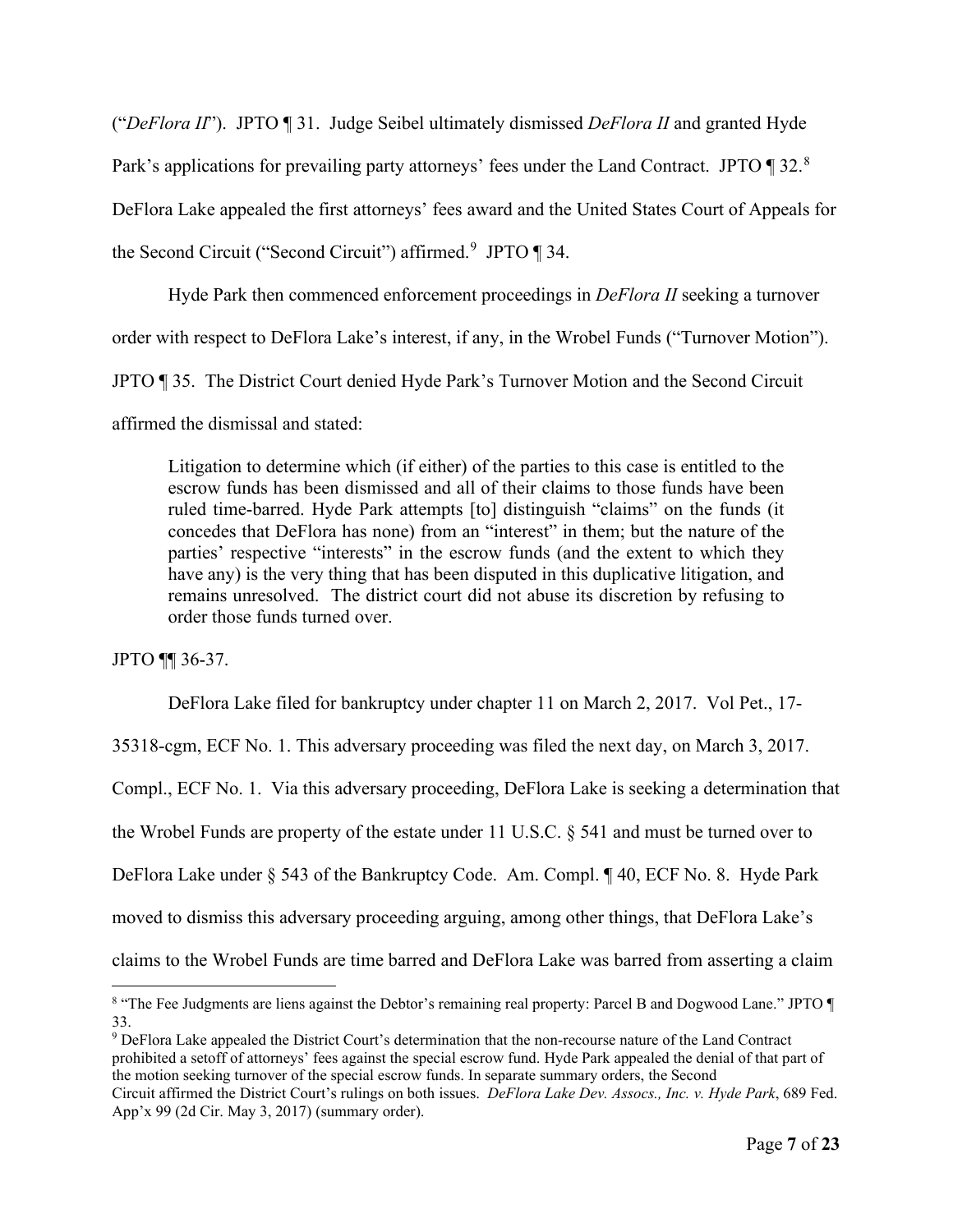("*DeFlora II*"). JPTO ¶ 31. Judge Seibel ultimately dismissed *DeFlora II* and granted Hyde Park's applications for prevailing party attorneys' fees under the Land Contract. JPTO ¶ 32.[8] DeFlora Lake appealed the first attorneys' fees award and the United States Court of Appeals for the Second Circuit ("Second Circuit") affirmed.[9] JPTO ¶ 34.

Hyde Park then commenced enforcement proceedings in *DeFlora II* seeking a turnover order with respect to DeFlora Lake's interest, if any, in the Wrobel Funds ("Turnover Motion"). JPTO ¶ 35. The District Court denied Hyde Park's Turnover Motion and the Second Circuit affirmed the dismissal and stated:

> Litigation to determine which (if either) of the parties to this case is entitled to the escrow funds has been dismissed and all of their claims to those funds have been ruled time-barred. Hyde Park attempts [to] distinguish "claims" on the funds (it concedes that DeFlora has none) from an "interest" in them; but the nature of the parties' respective "interests" in the escrow funds (and the extent to which they have any) is the very thing that has been disputed in this duplicative litigation, and remains unresolved. The district court did not abuse its discretion by refusing to order those funds turned over.

JPTO ¶¶ 36-37.

DeFlora Lake filed for bankruptcy under chapter 11 on March 2, 2017. Vol Pet., 17-35318-cgm, ECF No. 1. This adversary proceeding was filed the next day, on March 3, 2017. Compl., ECF No. 1. Via this adversary proceeding, DeFlora Lake is seeking a determination that the Wrobel Funds are property of the estate under 11 U.S.C. § 541 and must be turned over to DeFlora Lake under § 543 of the Bankruptcy Code. Am. Compl. ¶ 40, ECF No. 8. Hyde Park moved to dismiss this adversary proceeding arguing, among other things, that DeFlora Lake's claims to the Wrobel Funds are time barred and DeFlora Lake was barred from asserting a claim

---

[8] "The Fee Judgments are liens against the Debtor's remaining real property: Parcel B and Dogwood Lane." JPTO ¶ 33.

[9] DeFlora Lake appealed the District Court's determination that the non-recourse nature of the Land Contract prohibited a setoff of attorneys' fees against the special escrow fund. Hyde Park appealed the denial of that part of the motion seeking turnover of the special escrow funds. In separate summary orders, the Second Circuit affirmed the District Court's rulings on both issues. *DeFlora Lake Dev. Assocs., Inc. v. Hyde Park*, 689 Fed. App'x 99 (2d Cir. May 3, 2017) (summary order).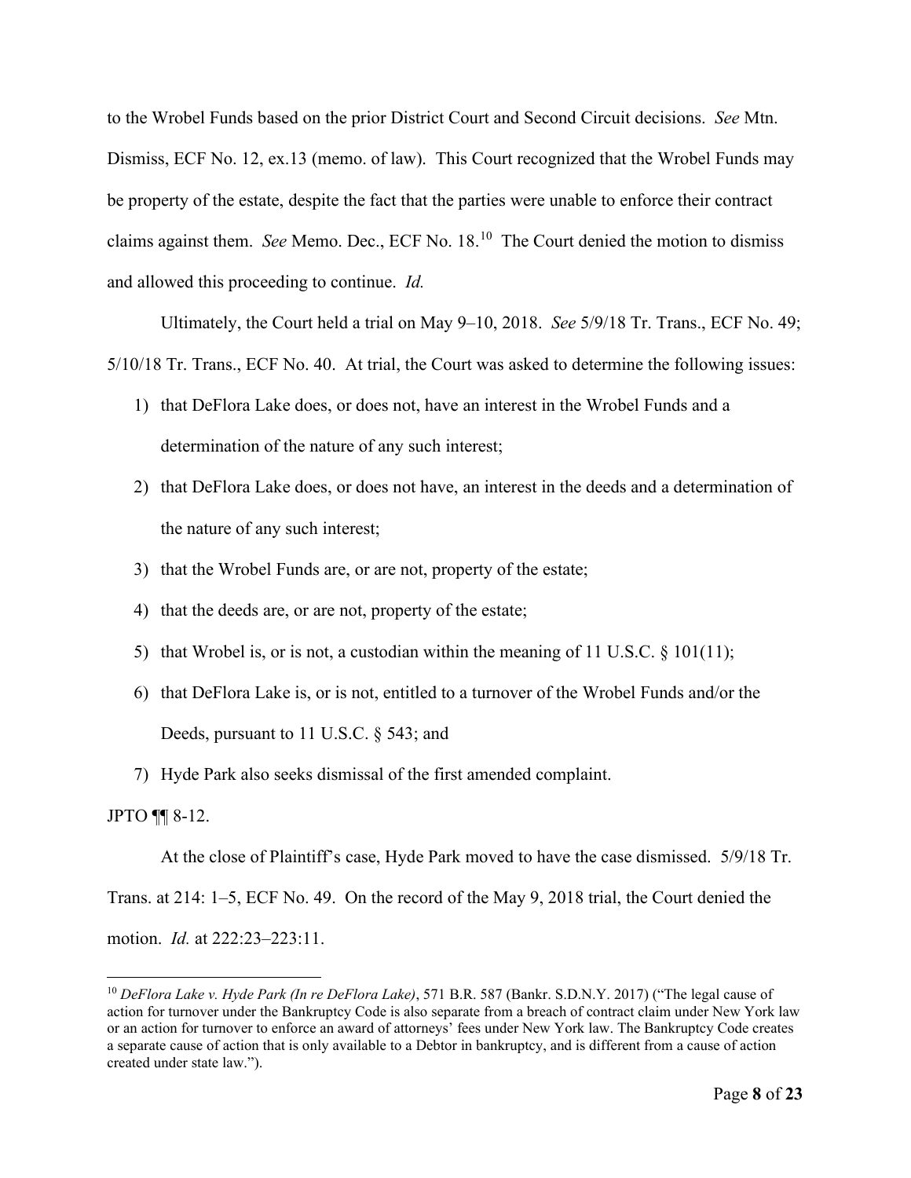to the Wrobel Funds based on the prior District Court and Second Circuit decisions. *See* Mtn. Dismiss, ECF No. 12, ex.13 (memo. of law). This Court recognized that the Wrobel Funds may be property of the estate, despite the fact that the parties were unable to enforce their contract claims against them. *See* Memo. Dec., ECF No. 18.[10] The Court denied the motion to dismiss and allowed this proceeding to continue. *Id.*

Ultimately, the Court held a trial on May 9–10, 2018. *See* 5/9/18 Tr. Trans., ECF No. 49; 5/10/18 Tr. Trans., ECF No. 40. At trial, the Court was asked to determine the following issues:

1) that DeFlora Lake does, or does not, have an interest in the Wrobel Funds and a determination of the nature of any such interest;
2) that DeFlora Lake does, or does not have, an interest in the deeds and a determination of the nature of any such interest;
3) that the Wrobel Funds are, or are not, property of the estate;
4) that the deeds are, or are not, property of the estate;
5) that Wrobel is, or is not, a custodian within the meaning of 11 U.S.C. § 101(11);
6) that DeFlora Lake is, or is not, entitled to a turnover of the Wrobel Funds and/or the Deeds, pursuant to 11 U.S.C. § 543; and
7) Hyde Park also seeks dismissal of the first amended complaint.

JPTO ¶¶ 8-12.

At the close of Plaintiff's case, Hyde Park moved to have the case dismissed. 5/9/18 Tr. Trans. at 214: 1–5, ECF No. 49. On the record of the May 9, 2018 trial, the Court denied the motion. *Id.* at 222:23–223:11.

[10] *DeFlora Lake v. Hyde Park (In re DeFlora Lake)*, 571 B.R. 587 (Bankr. S.D.N.Y. 2017) ("The legal cause of action for turnover under the Bankruptcy Code is also separate from a breach of contract claim under New York law or an action for turnover to enforce an award of attorneys' fees under New York law. The Bankruptcy Code creates a separate cause of action that is only available to a Debtor in bankruptcy, and is different from a cause of action created under state law.").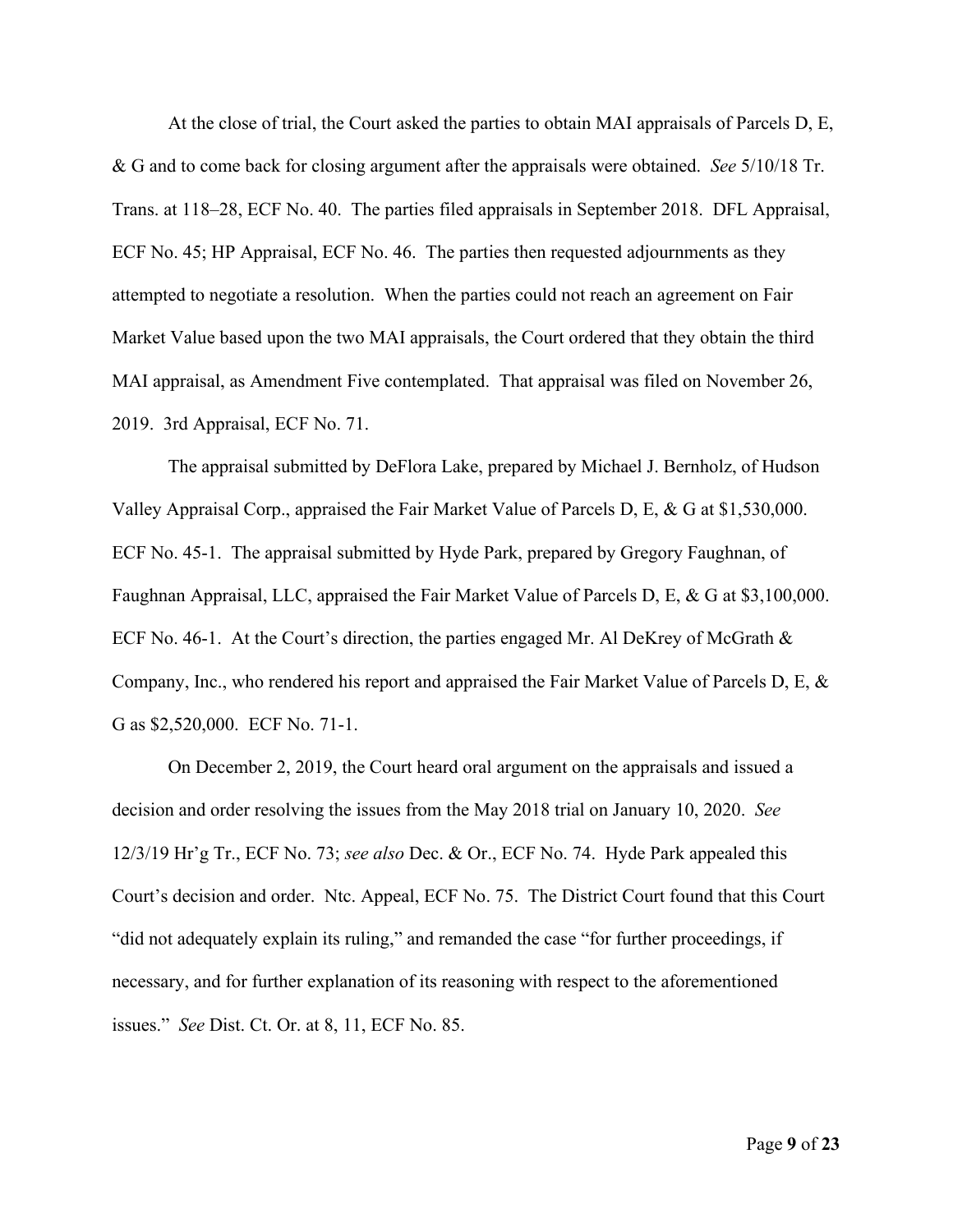At the close of trial, the Court asked the parties to obtain MAI appraisals of Parcels D, E, & G and to come back for closing argument after the appraisals were obtained. *See* 5/10/18 Tr. Trans. at 118–28, ECF No. 40. The parties filed appraisals in September 2018. DFL Appraisal, ECF No. 45; HP Appraisal, ECF No. 46. The parties then requested adjournments as they attempted to negotiate a resolution. When the parties could not reach an agreement on Fair Market Value based upon the two MAI appraisals, the Court ordered that they obtain the third MAI appraisal, as Amendment Five contemplated. That appraisal was filed on November 26, 2019. 3rd Appraisal, ECF No. 71.

The appraisal submitted by DeFlora Lake, prepared by Michael J. Bernholz, of Hudson Valley Appraisal Corp., appraised the Fair Market Value of Parcels D, E, & G at $1,530,000. ECF No. 45-1. The appraisal submitted by Hyde Park, prepared by Gregory Faughnan, of Faughnan Appraisal, LLC, appraised the Fair Market Value of Parcels D, E, & G at $3,100,000. ECF No. 46-1. At the Court's direction, the parties engaged Mr. Al DeKrey of McGrath & Company, Inc., who rendered his report and appraised the Fair Market Value of Parcels D, E, & G as $2,520,000. ECF No. 71-1.

On December 2, 2019, the Court heard oral argument on the appraisals and issued a decision and order resolving the issues from the May 2018 trial on January 10, 2020. *See* 12/3/19 Hr'g Tr., ECF No. 73; *see also* Dec. & Or., ECF No. 74. Hyde Park appealed this Court's decision and order. Ntc. Appeal, ECF No. 75. The District Court found that this Court "did not adequately explain its ruling," and remanded the case "for further proceedings, if necessary, and for further explanation of its reasoning with respect to the aforementioned issues." *See* Dist. Ct. Or. at 8, 11, ECF No. 85.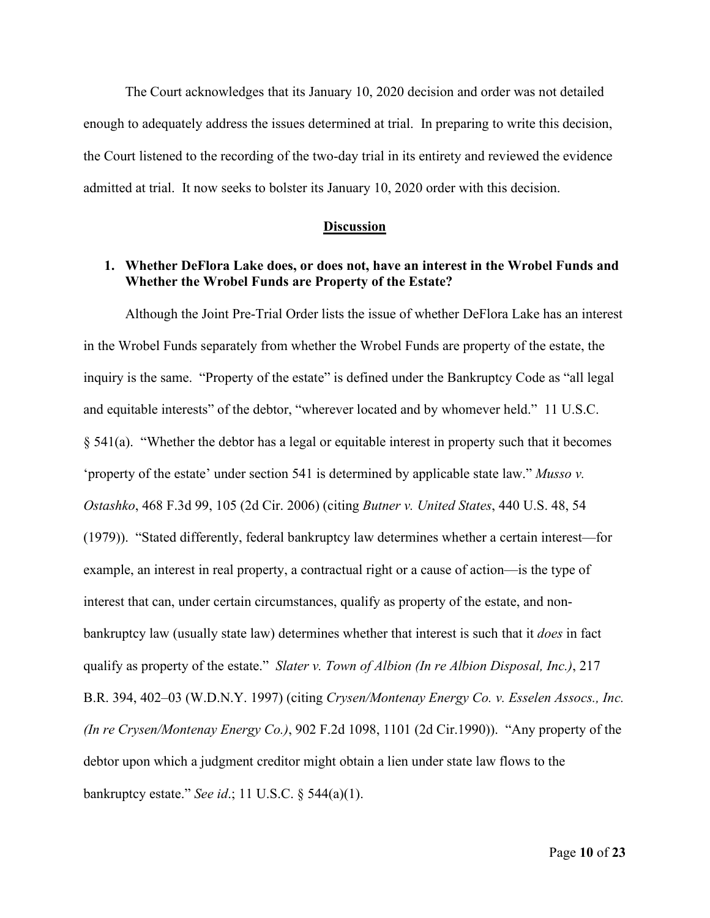The Court acknowledges that its January 10, 2020 decision and order was not detailed enough to adequately address the issues determined at trial. In preparing to write this decision, the Court listened to the recording of the two-day trial in its entirety and reviewed the evidence admitted at trial. It now seeks to bolster its January 10, 2020 order with this decision.

## Discussion

### 1. Whether DeFlora Lake does, or does not, have an interest in the Wrobel Funds and Whether the Wrobel Funds are Property of the Estate?

Although the Joint Pre-Trial Order lists the issue of whether DeFlora Lake has an interest in the Wrobel Funds separately from whether the Wrobel Funds are property of the estate, the inquiry is the same. "Property of the estate" is defined under the Bankruptcy Code as "all legal and equitable interests" of the debtor, "wherever located and by whomever held." 11 U.S.C. § 541(a). "Whether the debtor has a legal or equitable interest in property such that it becomes 'property of the estate' under section 541 is determined by applicable state law." *Musso v. Ostashko*, 468 F.3d 99, 105 (2d Cir. 2006) (citing *Butner v. United States*, 440 U.S. 48, 54 (1979)). "Stated differently, federal bankruptcy law determines whether a certain interest—for example, an interest in real property, a contractual right or a cause of action—is the type of interest that can, under certain circumstances, qualify as property of the estate, and non-bankruptcy law (usually state law) determines whether that interest is such that it *does* in fact qualify as property of the estate." *Slater v. Town of Albion (In re Albion Disposal, Inc.)*, 217 B.R. 394, 402–03 (W.D.N.Y. 1997) (citing *Crysen/Montenay Energy Co. v. Esselen Assocs., Inc. (In re Crysen/Montenay Energy Co.)*, 902 F.2d 1098, 1101 (2d Cir.1990)). "Any property of the debtor upon which a judgment creditor might obtain a lien under state law flows to the bankruptcy estate." *See id*.; 11 U.S.C. § 544(a)(1).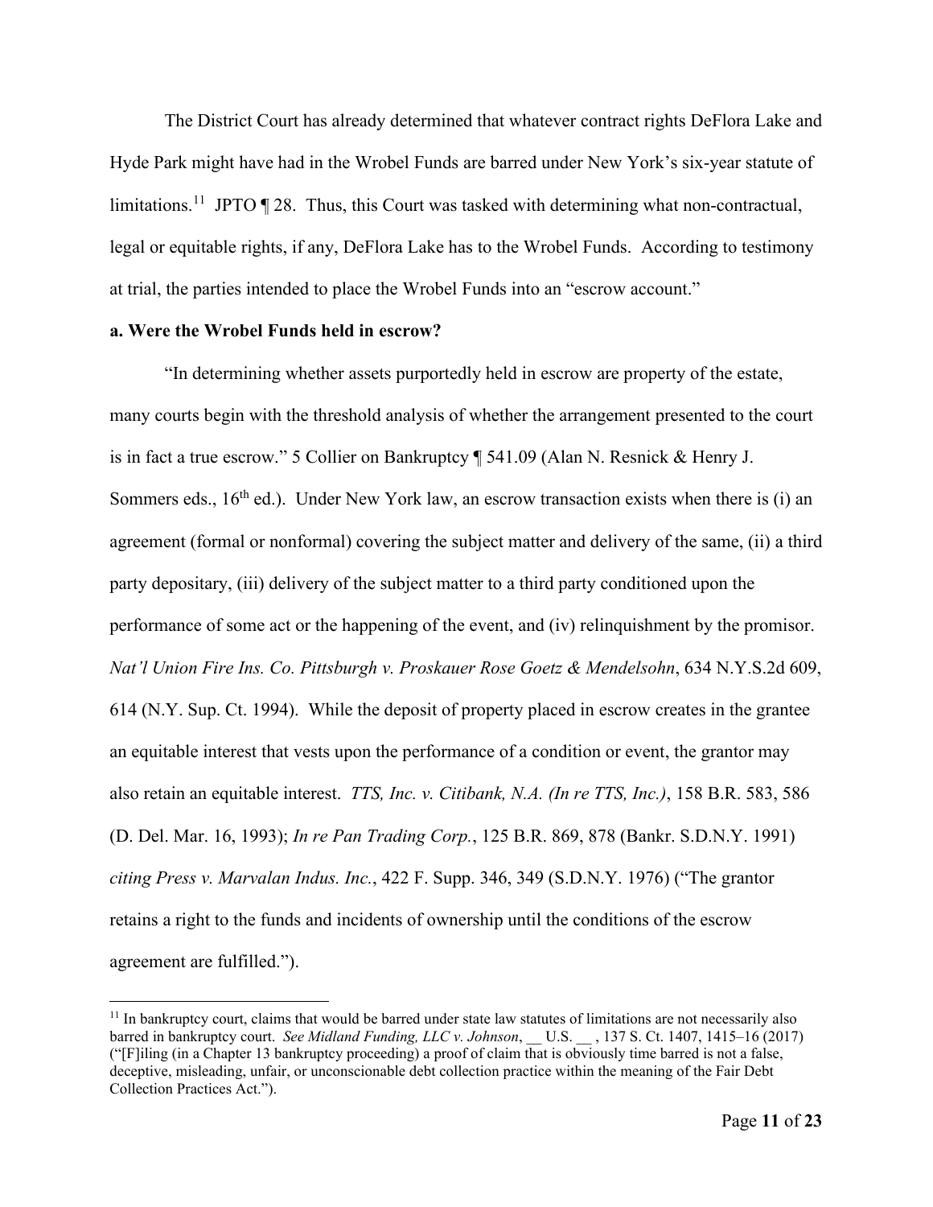The District Court has already determined that whatever contract rights DeFlora Lake and Hyde Park might have had in the Wrobel Funds are barred under New York's six-year statute of limitations.[11] JPTO ¶ 28. Thus, this Court was tasked with determining what non-contractual, legal or equitable rights, if any, DeFlora Lake has to the Wrobel Funds. According to testimony at trial, the parties intended to place the Wrobel Funds into an "escrow account."

**a. Were the Wrobel Funds held in escrow?**

"In determining whether assets purportedly held in escrow are property of the estate, many courts begin with the threshold analysis of whether the arrangement presented to the court is in fact a true escrow." 5 Collier on Bankruptcy ¶ 541.09 (Alan N. Resnick & Henry J. Sommers eds., 16th ed.). Under New York law, an escrow transaction exists when there is (i) an agreement (formal or nonformal) covering the subject matter and delivery of the same, (ii) a third party depositary, (iii) delivery of the subject matter to a third party conditioned upon the performance of some act or the happening of the event, and (iv) relinquishment by the promisor. *Nat'l Union Fire Ins. Co. Pittsburgh v. Proskauer Rose Goetz & Mendelsohn*, 634 N.Y.S.2d 609, 614 (N.Y. Sup. Ct. 1994). While the deposit of property placed in escrow creates in the grantee an equitable interest that vests upon the performance of a condition or event, the grantor may also retain an equitable interest. *TTS, Inc. v. Citibank, N.A. (In re TTS, Inc.)*, 158 B.R. 583, 586 (D. Del. Mar. 16, 1993); *In re Pan Trading Corp.*, 125 B.R. 869, 878 (Bankr. S.D.N.Y. 1991) *citing Press v. Marvalan Indus. Inc.*, 422 F. Supp. 346, 349 (S.D.N.Y. 1976) ("The grantor retains a right to the funds and incidents of ownership until the conditions of the escrow agreement are fulfilled.").

[11] In bankruptcy court, claims that would be barred under state law statutes of limitations are not necessarily also barred in bankruptcy court. *See Midland Funding, LLC v. Johnson*, __ U.S. __ , 137 S. Ct. 1407, 1415–16 (2017) ("[F]iling (in a Chapter 13 bankruptcy proceeding) a proof of claim that is obviously time barred is not a false, deceptive, misleading, unfair, or unconscionable debt collection practice within the meaning of the Fair Debt Collection Practices Act.").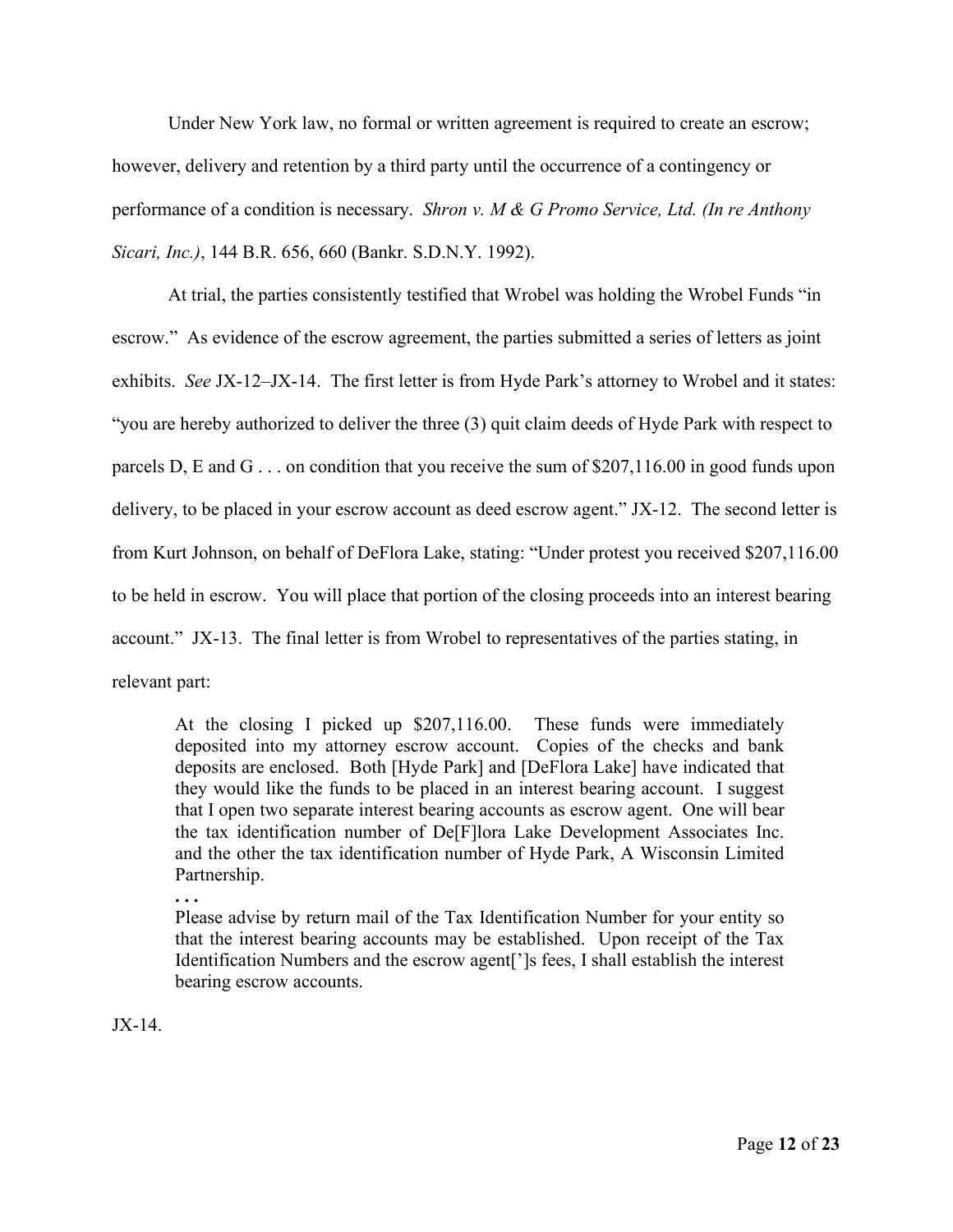Under New York law, no formal or written agreement is required to create an escrow; however, delivery and retention by a third party until the occurrence of a contingency or performance of a condition is necessary. *Shron v. M & G Promo Service, Ltd. (In re Anthony Sicari, Inc.)*, 144 B.R. 656, 660 (Bankr. S.D.N.Y. 1992).

At trial, the parties consistently testified that Wrobel was holding the Wrobel Funds "in escrow." As evidence of the escrow agreement, the parties submitted a series of letters as joint exhibits. *See* JX-12–JX-14. The first letter is from Hyde Park's attorney to Wrobel and it states: "you are hereby authorized to deliver the three (3) quit claim deeds of Hyde Park with respect to parcels D, E and G . . . on condition that you receive the sum of $207,116.00 in good funds upon delivery, to be placed in your escrow account as deed escrow agent." JX-12. The second letter is from Kurt Johnson, on behalf of DeFlora Lake, stating: "Under protest you received $207,116.00 to be held in escrow. You will place that portion of the closing proceeds into an interest bearing account." JX-13. The final letter is from Wrobel to representatives of the parties stating, in relevant part:

> At the closing I picked up $207,116.00. These funds were immediately deposited into my attorney escrow account. Copies of the checks and bank deposits are enclosed. Both [Hyde Park] and [DeFlora Lake] have indicated that they would like the funds to be placed in an interest bearing account. I suggest that I open two separate interest bearing accounts as escrow agent. One will bear the tax identification number of De[F]lora Lake Development Associates Inc. and the other the tax identification number of Hyde Park, A Wisconsin Limited Partnership.
>
> **. . .**
>
> Please advise by return mail of the Tax Identification Number for your entity so that the interest bearing accounts may be established. Upon receipt of the Tax Identification Numbers and the escrow agent[']s fees, I shall establish the interest bearing escrow accounts.

JX-14.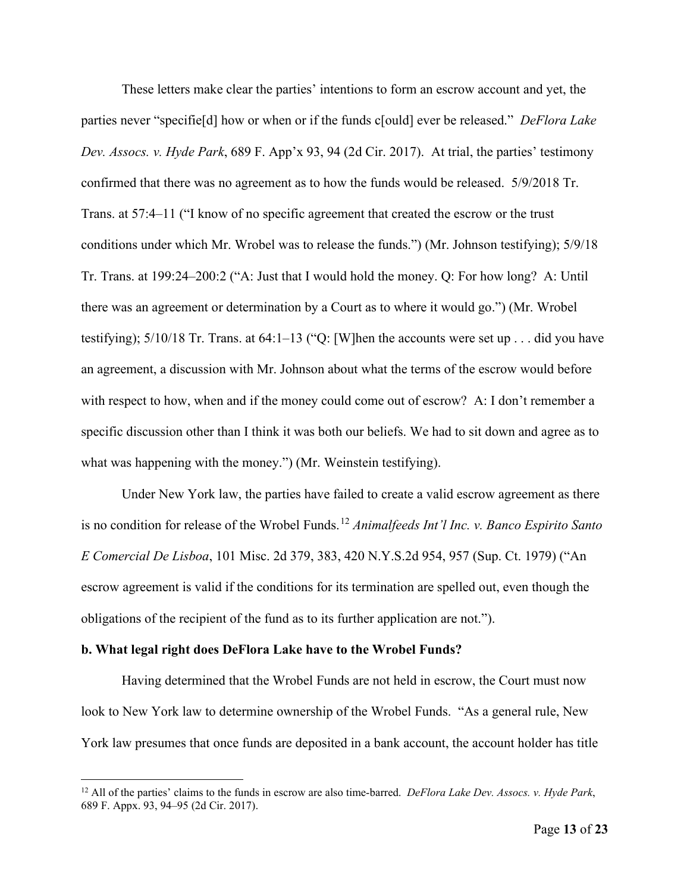These letters make clear the parties' intentions to form an escrow account and yet, the parties never "specifie[d] how or when or if the funds c[ould] ever be released." *DeFlora Lake Dev. Assocs. v. Hyde Park*, 689 F. App'x 93, 94 (2d Cir. 2017). At trial, the parties' testimony confirmed that there was no agreement as to how the funds would be released. 5/9/2018 Tr. Trans. at 57:4–11 ("I know of no specific agreement that created the escrow or the trust conditions under which Mr. Wrobel was to release the funds.") (Mr. Johnson testifying); 5/9/18 Tr. Trans. at 199:24–200:2 ("A: Just that I would hold the money. Q: For how long? A: Until there was an agreement or determination by a Court as to where it would go.") (Mr. Wrobel testifying); 5/10/18 Tr. Trans. at 64:1–13 ("Q: [W]hen the accounts were set up . . . did you have an agreement, a discussion with Mr. Johnson about what the terms of the escrow would before with respect to how, when and if the money could come out of escrow? A: I don't remember a specific discussion other than I think it was both our beliefs. We had to sit down and agree as to what was happening with the money.") (Mr. Weinstein testifying).

Under New York law, the parties have failed to create a valid escrow agreement as there is no condition for release of the Wrobel Funds.[12] *Animalfeeds Int'l Inc. v. Banco Espirito Santo E Comercial De Lisboa*, 101 Misc. 2d 379, 383, 420 N.Y.S.2d 954, 957 (Sup. Ct. 1979) ("An escrow agreement is valid if the conditions for its termination are spelled out, even though the obligations of the recipient of the fund as to its further application are not.").

**b. What legal right does DeFlora Lake have to the Wrobel Funds?**

Having determined that the Wrobel Funds are not held in escrow, the Court must now look to New York law to determine ownership of the Wrobel Funds. "As a general rule, New York law presumes that once funds are deposited in a bank account, the account holder has title

[12] All of the parties' claims to the funds in escrow are also time-barred. *DeFlora Lake Dev. Assocs. v. Hyde Park*, 689 F. Appx. 93, 94–95 (2d Cir. 2017).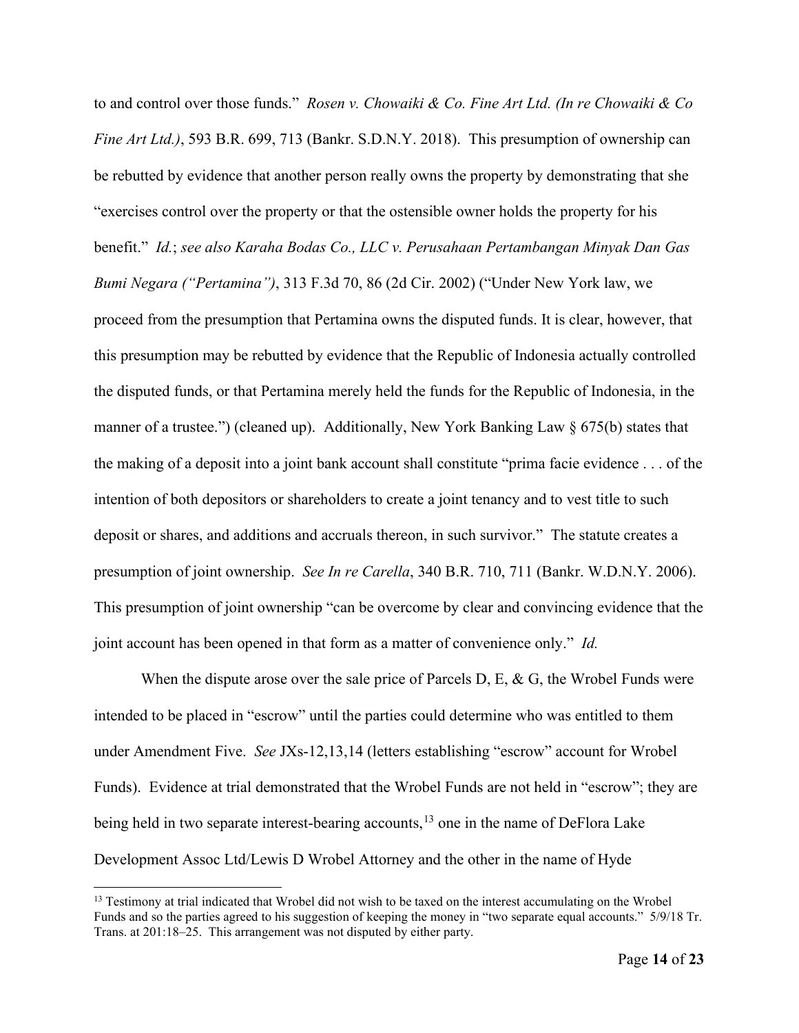to and control over those funds." *Rosen v. Chowaiki & Co. Fine Art Ltd. (In re Chowaiki & Co Fine Art Ltd.)*, 593 B.R. 699, 713 (Bankr. S.D.N.Y. 2018). This presumption of ownership can be rebutted by evidence that another person really owns the property by demonstrating that she "exercises control over the property or that the ostensible owner holds the property for his benefit." *Id.*; *see also Karaha Bodas Co., LLC v. Perusahaan Pertambangan Minyak Dan Gas Bumi Negara ("Pertamina")*, 313 F.3d 70, 86 (2d Cir. 2002) ("Under New York law, we proceed from the presumption that Pertamina owns the disputed funds. It is clear, however, that this presumption may be rebutted by evidence that the Republic of Indonesia actually controlled the disputed funds, or that Pertamina merely held the funds for the Republic of Indonesia, in the manner of a trustee.") (cleaned up). Additionally, New York Banking Law § 675(b) states that the making of a deposit into a joint bank account shall constitute "prima facie evidence . . . of the intention of both depositors or shareholders to create a joint tenancy and to vest title to such deposit or shares, and additions and accruals thereon, in such survivor." The statute creates a presumption of joint ownership. *See In re Carella*, 340 B.R. 710, 711 (Bankr. W.D.N.Y. 2006). This presumption of joint ownership "can be overcome by clear and convincing evidence that the joint account has been opened in that form as a matter of convenience only." *Id.*

When the dispute arose over the sale price of Parcels D, E, & G, the Wrobel Funds were intended to be placed in "escrow" until the parties could determine who was entitled to them under Amendment Five. *See* JXs-12,13,14 (letters establishing "escrow" account for Wrobel Funds). Evidence at trial demonstrated that the Wrobel Funds are not held in "escrow"; they are being held in two separate interest-bearing accounts,[13] one in the name of DeFlora Lake Development Assoc Ltd/Lewis D Wrobel Attorney and the other in the name of Hyde

[13] Testimony at trial indicated that Wrobel did not wish to be taxed on the interest accumulating on the Wrobel Funds and so the parties agreed to his suggestion of keeping the money in "two separate equal accounts." 5/9/18 Tr. Trans. at 201:18–25. This arrangement was not disputed by either party.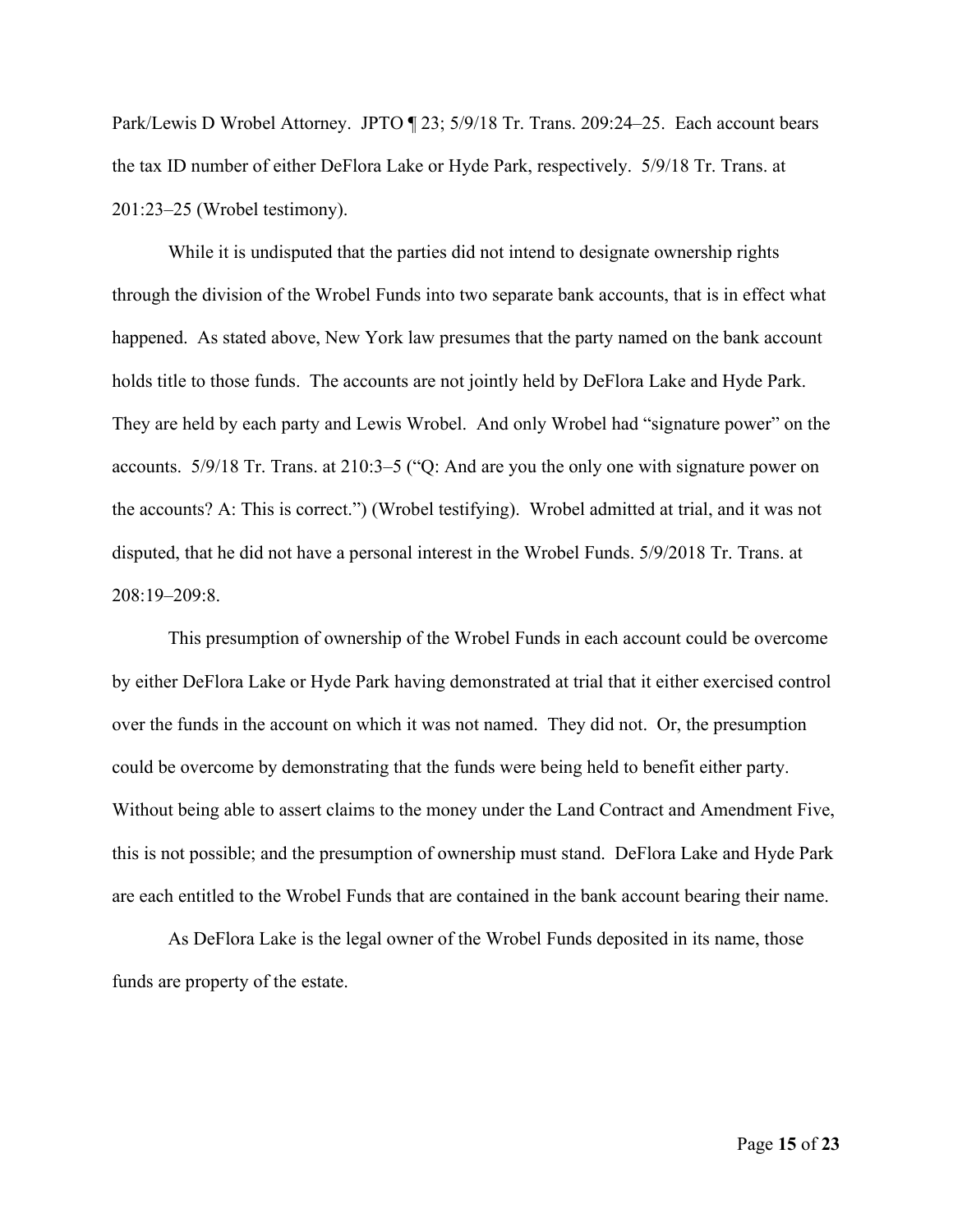Park/Lewis D Wrobel Attorney. JPTO ¶ 23; 5/9/18 Tr. Trans. 209:24–25. Each account bears the tax ID number of either DeFlora Lake or Hyde Park, respectively. 5/9/18 Tr. Trans. at 201:23–25 (Wrobel testimony).

While it is undisputed that the parties did not intend to designate ownership rights through the division of the Wrobel Funds into two separate bank accounts, that is in effect what happened. As stated above, New York law presumes that the party named on the bank account holds title to those funds. The accounts are not jointly held by DeFlora Lake and Hyde Park. They are held by each party and Lewis Wrobel. And only Wrobel had "signature power" on the accounts. 5/9/18 Tr. Trans. at 210:3–5 ("Q: And are you the only one with signature power on the accounts? A: This is correct.") (Wrobel testifying). Wrobel admitted at trial, and it was not disputed, that he did not have a personal interest in the Wrobel Funds. 5/9/2018 Tr. Trans. at 208:19–209:8.

This presumption of ownership of the Wrobel Funds in each account could be overcome by either DeFlora Lake or Hyde Park having demonstrated at trial that it either exercised control over the funds in the account on which it was not named. They did not. Or, the presumption could be overcome by demonstrating that the funds were being held to benefit either party. Without being able to assert claims to the money under the Land Contract and Amendment Five, this is not possible; and the presumption of ownership must stand. DeFlora Lake and Hyde Park are each entitled to the Wrobel Funds that are contained in the bank account bearing their name.

As DeFlora Lake is the legal owner of the Wrobel Funds deposited in its name, those funds are property of the estate.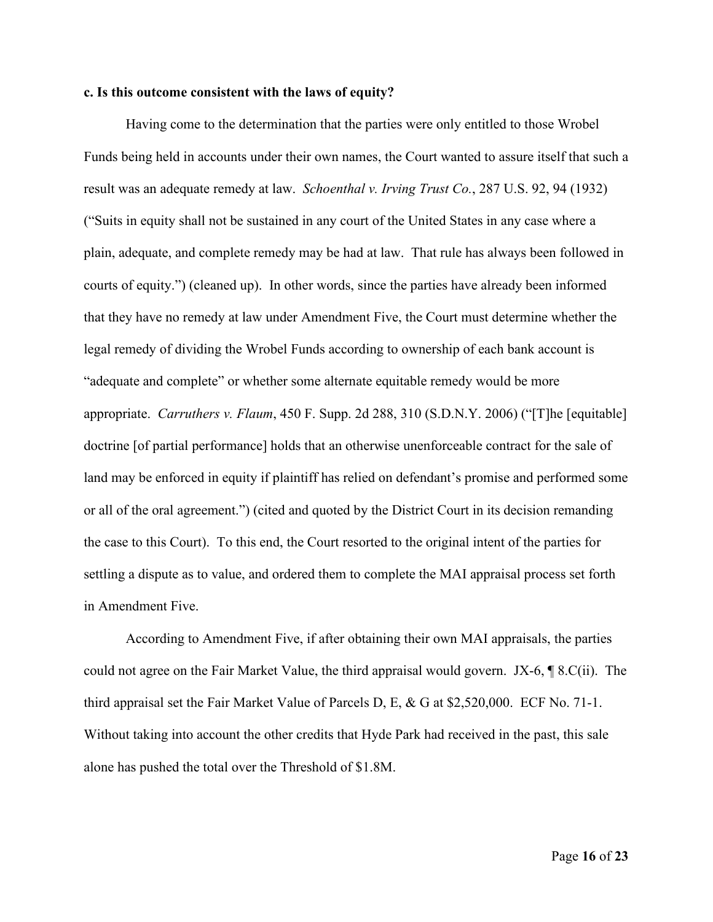**c. Is this outcome consistent with the laws of equity?**

Having come to the determination that the parties were only entitled to those Wrobel Funds being held in accounts under their own names, the Court wanted to assure itself that such a result was an adequate remedy at law. *Schoenthal v. Irving Trust Co.*, 287 U.S. 92, 94 (1932) ("Suits in equity shall not be sustained in any court of the United States in any case where a plain, adequate, and complete remedy may be had at law. That rule has always been followed in courts of equity.") (cleaned up). In other words, since the parties have already been informed that they have no remedy at law under Amendment Five, the Court must determine whether the legal remedy of dividing the Wrobel Funds according to ownership of each bank account is "adequate and complete" or whether some alternate equitable remedy would be more appropriate. *Carruthers v. Flaum*, 450 F. Supp. 2d 288, 310 (S.D.N.Y. 2006) ("[T]he [equitable] doctrine [of partial performance] holds that an otherwise unenforceable contract for the sale of land may be enforced in equity if plaintiff has relied on defendant's promise and performed some or all of the oral agreement.") (cited and quoted by the District Court in its decision remanding the case to this Court). To this end, the Court resorted to the original intent of the parties for settling a dispute as to value, and ordered them to complete the MAI appraisal process set forth in Amendment Five.

According to Amendment Five, if after obtaining their own MAI appraisals, the parties could not agree on the Fair Market Value, the third appraisal would govern. JX-6, ¶ 8.C(ii). The third appraisal set the Fair Market Value of Parcels D, E, & G at $2,520,000. ECF No. 71-1. Without taking into account the other credits that Hyde Park had received in the past, this sale alone has pushed the total over the Threshold of $1.8M.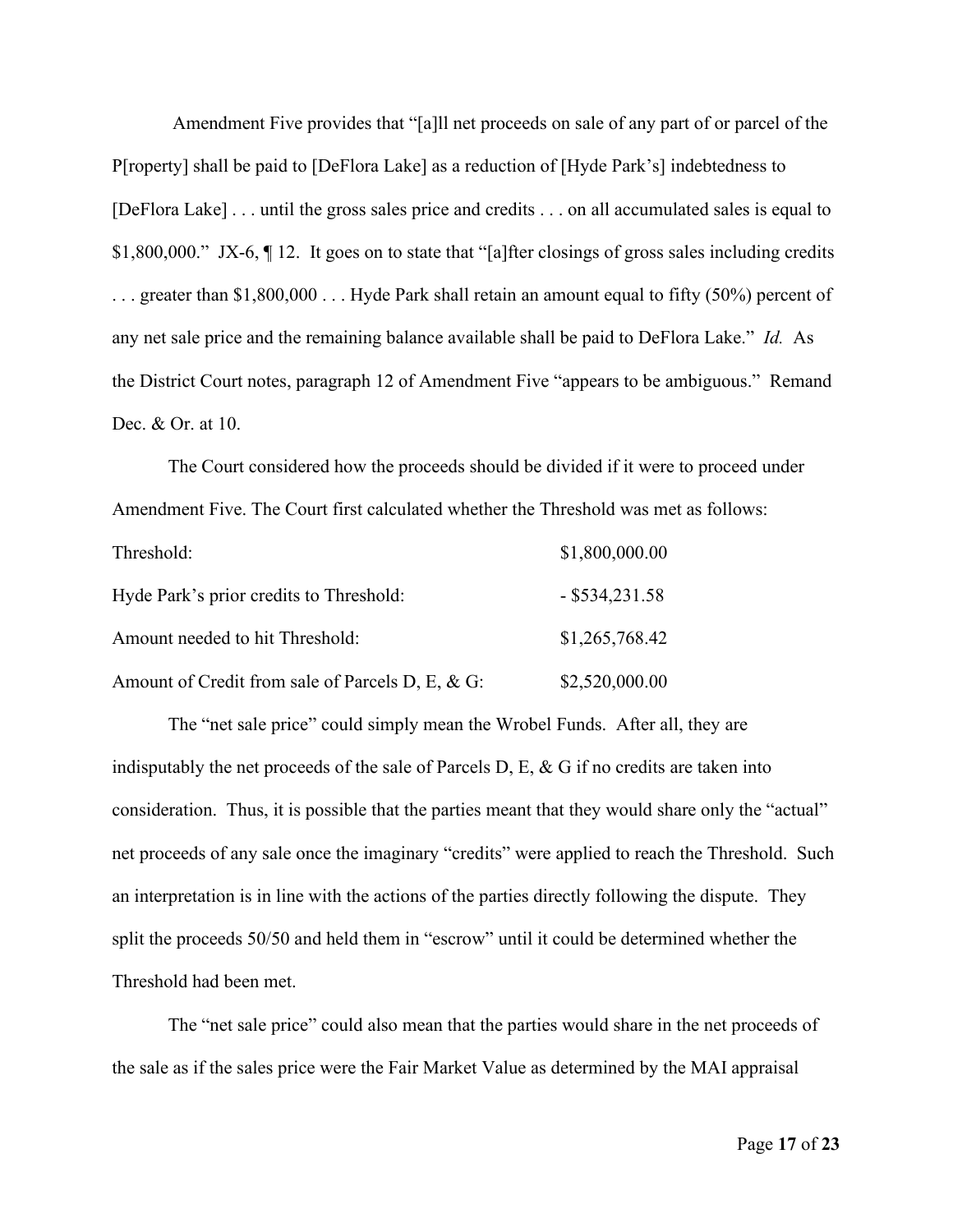Amendment Five provides that "[a]ll net proceeds on sale of any part of or parcel of the P[roperty] shall be paid to [DeFlora Lake] as a reduction of [Hyde Park's] indebtedness to [DeFlora Lake] . . . until the gross sales price and credits . . . on all accumulated sales is equal to $1,800,000." JX-6, ¶ 12. It goes on to state that "[a]fter closings of gross sales including credits . . . greater than $1,800,000 . . . Hyde Park shall retain an amount equal to fifty (50%) percent of any net sale price and the remaining balance available shall be paid to DeFlora Lake." *Id.* As the District Court notes, paragraph 12 of Amendment Five "appears to be ambiguous." Remand Dec. & Or. at 10.

The Court considered how the proceeds should be divided if it were to proceed under Amendment Five. The Court first calculated whether the Threshold was met as follows:

| | |
|---|---|
| Threshold: | $1,800,000.00 |
| Hyde Park's prior credits to Threshold: | - $534,231.58 |
| Amount needed to hit Threshold: | $1,265,768.42 |
| Amount of Credit from sale of Parcels D, E, & G: | $2,520,000.00 |

The "net sale price" could simply mean the Wrobel Funds. After all, they are indisputably the net proceeds of the sale of Parcels D, E, & G if no credits are taken into consideration. Thus, it is possible that the parties meant that they would share only the "actual" net proceeds of any sale once the imaginary "credits" were applied to reach the Threshold. Such an interpretation is in line with the actions of the parties directly following the dispute. They split the proceeds 50/50 and held them in "escrow" until it could be determined whether the Threshold had been met.

The "net sale price" could also mean that the parties would share in the net proceeds of the sale as if the sales price were the Fair Market Value as determined by the MAI appraisal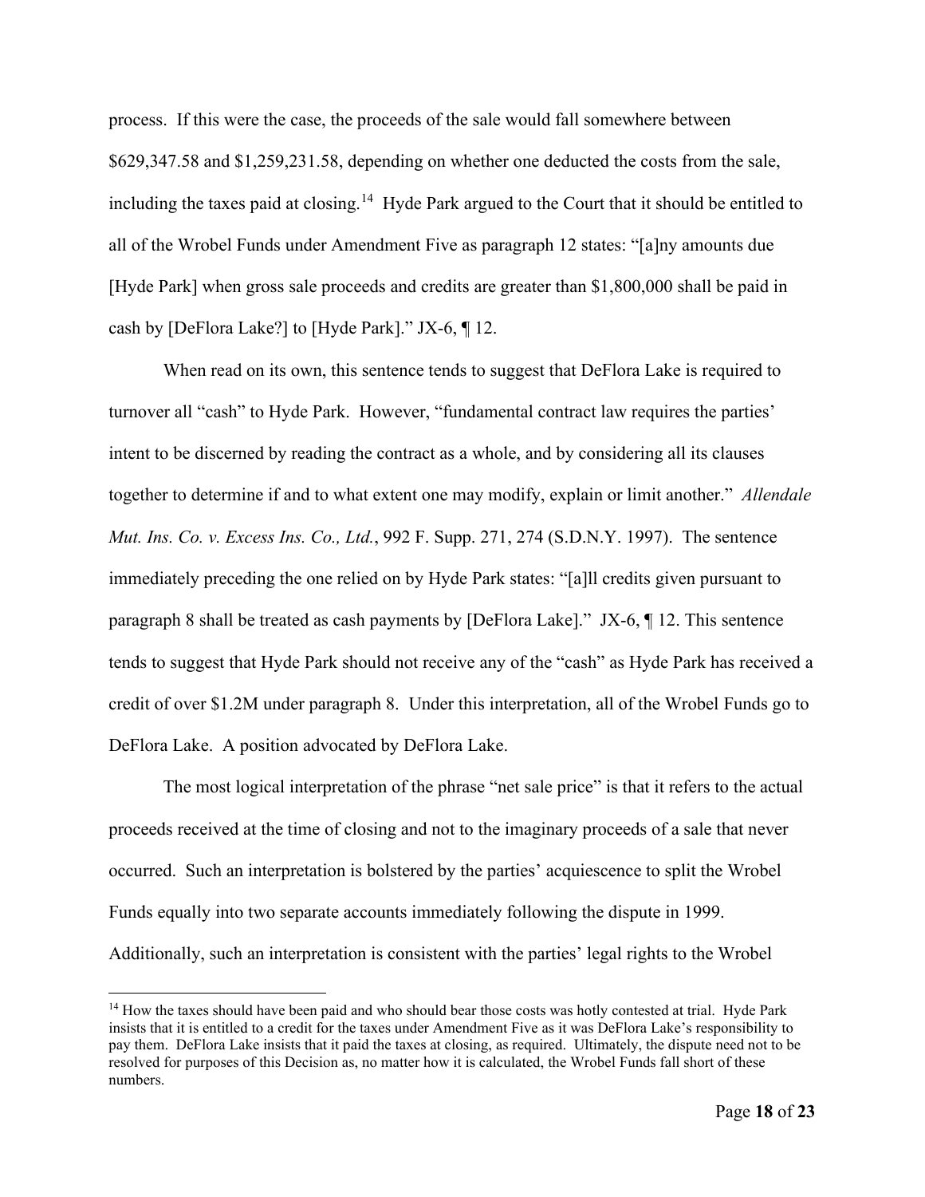process. If this were the case, the proceeds of the sale would fall somewhere between $629,347.58 and $1,259,231.58, depending on whether one deducted the costs from the sale, including the taxes paid at closing.[14] Hyde Park argued to the Court that it should be entitled to all of the Wrobel Funds under Amendment Five as paragraph 12 states: "[a]ny amounts due [Hyde Park] when gross sale proceeds and credits are greater than $1,800,000 shall be paid in cash by [DeFlora Lake?] to [Hyde Park]." JX-6, ¶ 12.

When read on its own, this sentence tends to suggest that DeFlora Lake is required to turnover all "cash" to Hyde Park. However, "fundamental contract law requires the parties' intent to be discerned by reading the contract as a whole, and by considering all its clauses together to determine if and to what extent one may modify, explain or limit another." *Allendale Mut. Ins. Co. v. Excess Ins. Co., Ltd.*, 992 F. Supp. 271, 274 (S.D.N.Y. 1997). The sentence immediately preceding the one relied on by Hyde Park states: "[a]ll credits given pursuant to paragraph 8 shall be treated as cash payments by [DeFlora Lake]." JX-6, ¶ 12. This sentence tends to suggest that Hyde Park should not receive any of the "cash" as Hyde Park has received a credit of over $1.2M under paragraph 8. Under this interpretation, all of the Wrobel Funds go to DeFlora Lake. A position advocated by DeFlora Lake.

The most logical interpretation of the phrase "net sale price" is that it refers to the actual proceeds received at the time of closing and not to the imaginary proceeds of a sale that never occurred. Such an interpretation is bolstered by the parties' acquiescence to split the Wrobel Funds equally into two separate accounts immediately following the dispute in 1999. Additionally, such an interpretation is consistent with the parties' legal rights to the Wrobel

[14] How the taxes should have been paid and who should bear those costs was hotly contested at trial. Hyde Park insists that it is entitled to a credit for the taxes under Amendment Five as it was DeFlora Lake's responsibility to pay them. DeFlora Lake insists that it paid the taxes at closing, as required. Ultimately, the dispute need not to be resolved for purposes of this Decision as, no matter how it is calculated, the Wrobel Funds fall short of these numbers.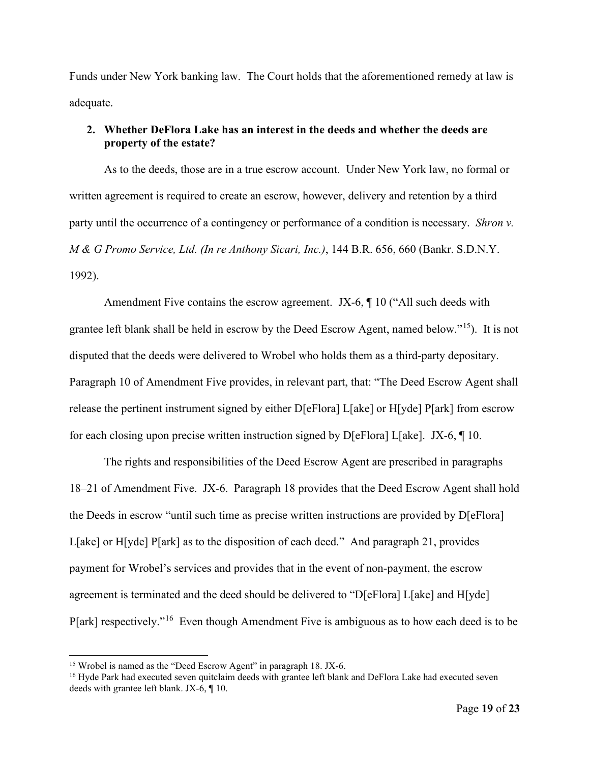Funds under New York banking law. The Court holds that the aforementioned remedy at law is adequate.

### 2. Whether DeFlora Lake has an interest in the deeds and whether the deeds are property of the estate?

As to the deeds, those are in a true escrow account. Under New York law, no formal or written agreement is required to create an escrow, however, delivery and retention by a third party until the occurrence of a contingency or performance of a condition is necessary. *Shron v. M & G Promo Service, Ltd. (In re Anthony Sicari, Inc.)*, 144 B.R. 656, 660 (Bankr. S.D.N.Y. 1992).

Amendment Five contains the escrow agreement. JX-6, ¶ 10 ("All such deeds with grantee left blank shall be held in escrow by the Deed Escrow Agent, named below."[15]). It is not disputed that the deeds were delivered to Wrobel who holds them as a third-party depositary. Paragraph 10 of Amendment Five provides, in relevant part, that: "The Deed Escrow Agent shall release the pertinent instrument signed by either D[eFlora] L[ake] or H[yde] P[ark] from escrow for each closing upon precise written instruction signed by D[eFlora] L[ake]. JX-6, ¶ 10.

The rights and responsibilities of the Deed Escrow Agent are prescribed in paragraphs 18–21 of Amendment Five. JX-6. Paragraph 18 provides that the Deed Escrow Agent shall hold the Deeds in escrow "until such time as precise written instructions are provided by D[eFlora] L[ake] or H[yde] P[ark] as to the disposition of each deed." And paragraph 21, provides payment for Wrobel's services and provides that in the event of non-payment, the escrow agreement is terminated and the deed should be delivered to "D[eFlora] L[ake] and H[yde] P[ark] respectively."[16] Even though Amendment Five is ambiguous as to how each deed is to be

[15] Wrobel is named as the "Deed Escrow Agent" in paragraph 18. JX-6.

[16] Hyde Park had executed seven quitclaim deeds with grantee left blank and DeFlora Lake had executed seven deeds with grantee left blank. JX-6, ¶ 10.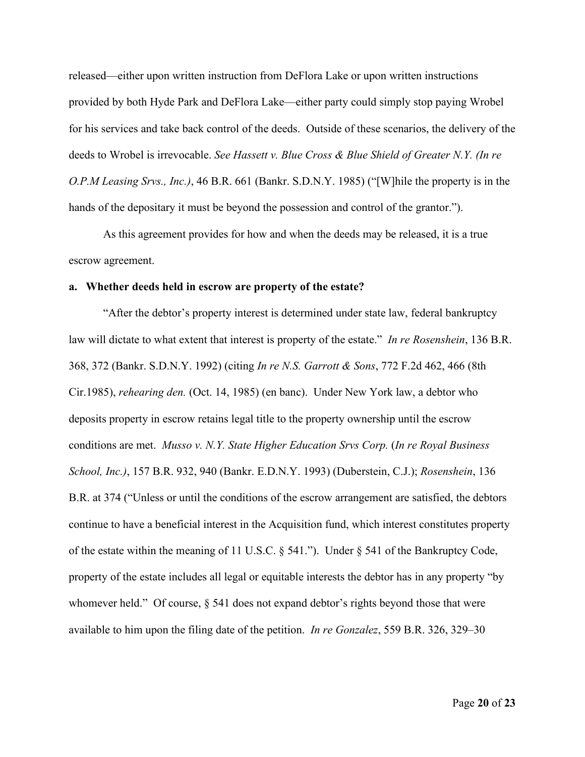released—either upon written instruction from DeFlora Lake or upon written instructions provided by both Hyde Park and DeFlora Lake—either party could simply stop paying Wrobel for his services and take back control of the deeds. Outside of these scenarios, the delivery of the deeds to Wrobel is irrevocable. *See Hassett v. Blue Cross & Blue Shield of Greater N.Y. (In re O.P.M Leasing Srvs., Inc.)*, 46 B.R. 661 (Bankr. S.D.N.Y. 1985) ("[W]hile the property is in the hands of the depositary it must be beyond the possession and control of the grantor.").

As this agreement provides for how and when the deeds may be released, it is a true escrow agreement.

**a. Whether deeds held in escrow are property of the estate?**

"After the debtor's property interest is determined under state law, federal bankruptcy law will dictate to what extent that interest is property of the estate." *In re Rosenshein*, 136 B.R. 368, 372 (Bankr. S.D.N.Y. 1992) (citing *In re N.S. Garrott & Sons*, 772 F.2d 462, 466 (8th Cir.1985), *rehearing den.* (Oct. 14, 1985) (en banc). Under New York law, a debtor who deposits property in escrow retains legal title to the property ownership until the escrow conditions are met. *Musso v. N.Y. State Higher Education Srvs Corp.* (*In re Royal Business School, Inc.)*, 157 B.R. 932, 940 (Bankr. E.D.N.Y. 1993) (Duberstein, C.J.); *Rosenshein*, 136 B.R. at 374 ("Unless or until the conditions of the escrow arrangement are satisfied, the debtors continue to have a beneficial interest in the Acquisition fund, which interest constitutes property of the estate within the meaning of 11 U.S.C. § 541."). Under § 541 of the Bankruptcy Code, property of the estate includes all legal or equitable interests the debtor has in any property "by whomever held." Of course, § 541 does not expand debtor's rights beyond those that were available to him upon the filing date of the petition. *In re Gonzalez*, 559 B.R. 326, 329–30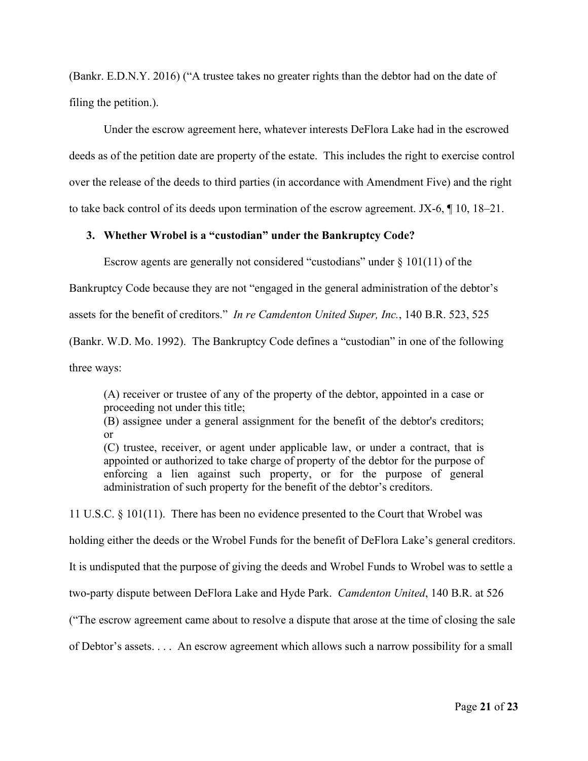(Bankr. E.D.N.Y. 2016) ("A trustee takes no greater rights than the debtor had on the date of filing the petition.).

Under the escrow agreement here, whatever interests DeFlora Lake had in the escrowed deeds as of the petition date are property of the estate. This includes the right to exercise control over the release of the deeds to third parties (in accordance with Amendment Five) and the right to take back control of its deeds upon termination of the escrow agreement. JX-6, ¶ 10, 18–21.

### 3. Whether Wrobel is a "custodian" under the Bankruptcy Code?

Escrow agents are generally not considered "custodians" under § 101(11) of the Bankruptcy Code because they are not "engaged in the general administration of the debtor's assets for the benefit of creditors." *In re Camdenton United Super, Inc.*, 140 B.R. 523, 525 (Bankr. W.D. Mo. 1992). The Bankruptcy Code defines a "custodian" in one of the following three ways:

> (A) receiver or trustee of any of the property of the debtor, appointed in a case or proceeding not under this title;
> (B) assignee under a general assignment for the benefit of the debtor's creditors; or
> (C) trustee, receiver, or agent under applicable law, or under a contract, that is appointed or authorized to take charge of property of the debtor for the purpose of enforcing a lien against such property, or for the purpose of general administration of such property for the benefit of the debtor's creditors.

11 U.S.C. § 101(11). There has been no evidence presented to the Court that Wrobel was holding either the deeds or the Wrobel Funds for the benefit of DeFlora Lake's general creditors. It is undisputed that the purpose of giving the deeds and Wrobel Funds to Wrobel was to settle a two-party dispute between DeFlora Lake and Hyde Park. *Camdenton United*, 140 B.R. at 526 ("The escrow agreement came about to resolve a dispute that arose at the time of closing the sale of Debtor's assets. . . . An escrow agreement which allows such a narrow possibility for a small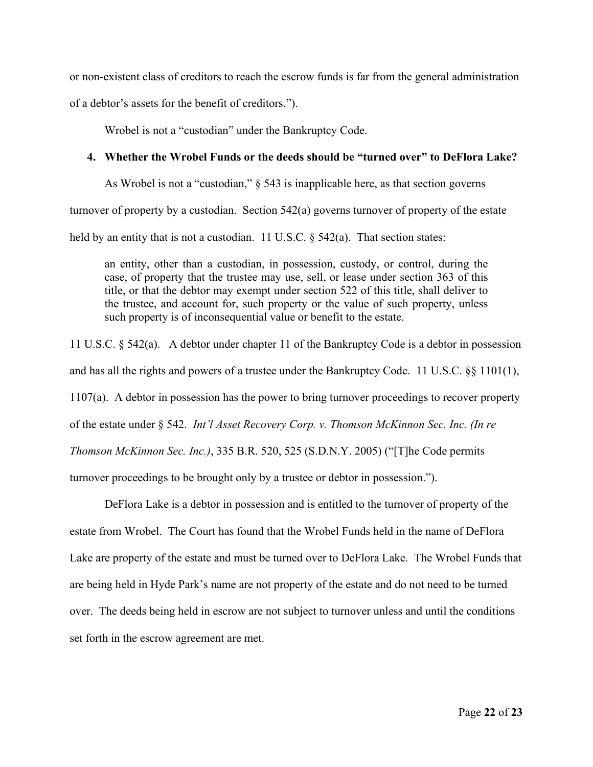or non-existent class of creditors to reach the escrow funds is far from the general administration of a debtor's assets for the benefit of creditors.").

Wrobel is not a "custodian" under the Bankruptcy Code.

**4. Whether the Wrobel Funds or the deeds should be "turned over" to DeFlora Lake?**

As Wrobel is not a "custodian," § 543 is inapplicable here, as that section governs turnover of property by a custodian. Section 542(a) governs turnover of property of the estate held by an entity that is not a custodian. 11 U.S.C. § 542(a). That section states:

> an entity, other than a custodian, in possession, custody, or control, during the case, of property that the trustee may use, sell, or lease under section 363 of this title, or that the debtor may exempt under section 522 of this title, shall deliver to the trustee, and account for, such property or the value of such property, unless such property is of inconsequential value or benefit to the estate.

11 U.S.C. § 542(a). A debtor under chapter 11 of the Bankruptcy Code is a debtor in possession and has all the rights and powers of a trustee under the Bankruptcy Code. 11 U.S.C. §§ 1101(1), 1107(a). A debtor in possession has the power to bring turnover proceedings to recover property of the estate under § 542. *Int'l Asset Recovery Corp. v. Thomson McKinnon Sec. Inc. (In re Thomson McKinnon Sec. Inc.)*, 335 B.R. 520, 525 (S.D.N.Y. 2005) ("[T]he Code permits turnover proceedings to be brought only by a trustee or debtor in possession.").

DeFlora Lake is a debtor in possession and is entitled to the turnover of property of the estate from Wrobel. The Court has found that the Wrobel Funds held in the name of DeFlora Lake are property of the estate and must be turned over to DeFlora Lake. The Wrobel Funds that are being held in Hyde Park's name are not property of the estate and do not need to be turned over. The deeds being held in escrow are not subject to turnover unless and until the conditions set forth in the escrow agreement are met.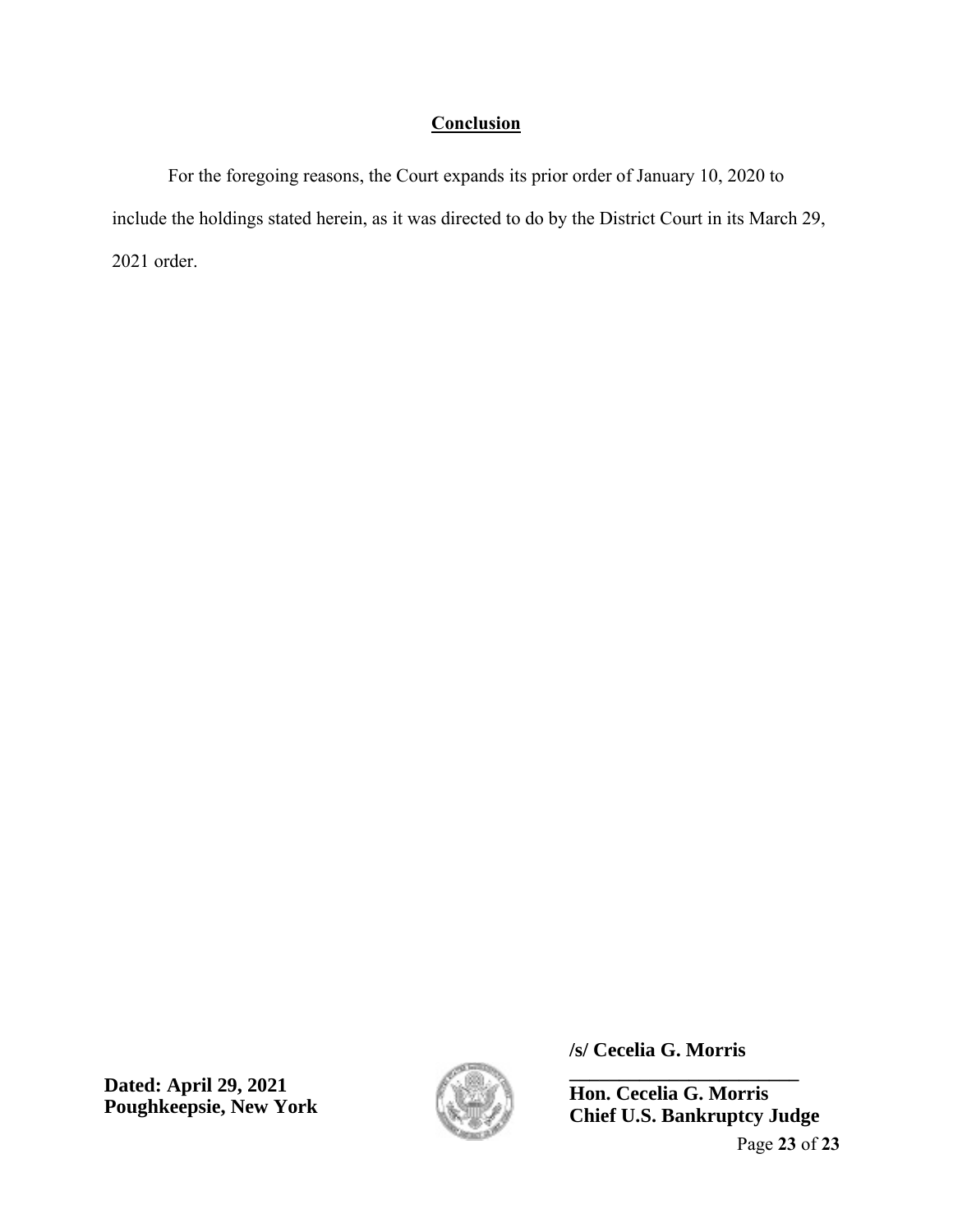## **Conclusion**

For the foregoing reasons, the Court expands its prior order of January 10, 2020 to include the holdings stated herein, as it was directed to do by the District Court in its March 29, 2021 order.

**Dated: April 29, 2021**
**Poughkeepsie, New York**

**/s/ Cecelia G. Morris**

**\_\_\_\_\_\_\_\_\_\_\_\_\_\_\_\_\_\_\_\_\_\_\_**

**Hon. Cecelia G. Morris**
**Chief U.S. Bankruptcy Judge**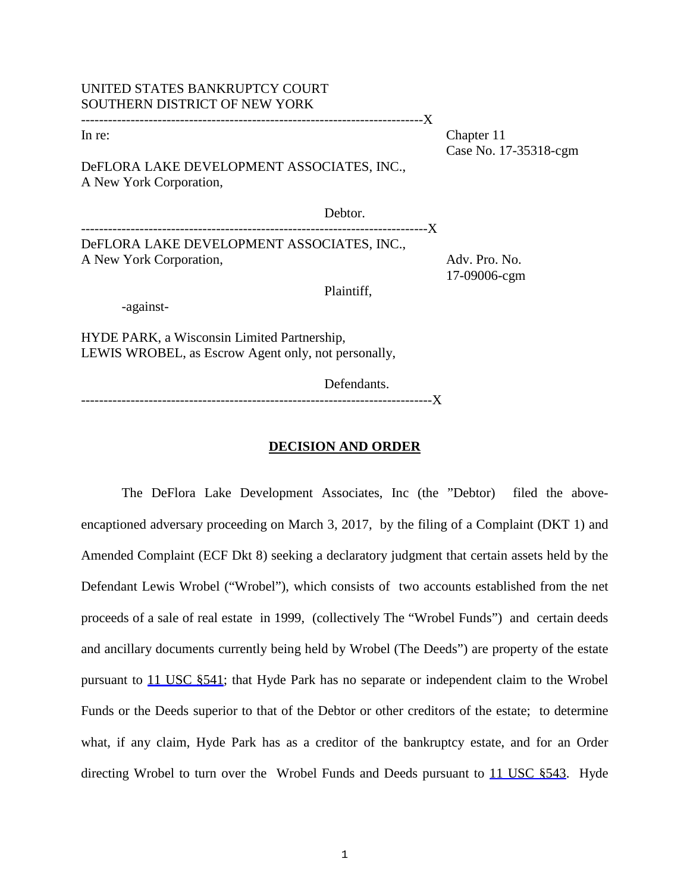UNITED STATES BANKRUPTCY COURT
SOUTHERN DISTRICT OF NEW YORK

---

In re: Chapter 11
Case No. 17-35318-cgm

DeFLORA LAKE DEVELOPMENT ASSOCIATES, INC.,
A New York Corporation,

Debtor.

---

DeFLORA LAKE DEVELOPMENT ASSOCIATES, INC.,
A New York Corporation,

Adv. Pro. No. 17-09006-cgm

Plaintiff,

-against-

HYDE PARK, a Wisconsin Limited Partnership,
LEWIS WROBEL, as Escrow Agent only, not personally,

Defendants.

---

## DECISION AND ORDER

The DeFlora Lake Development Associates, Inc (the "Debtor) filed the above-encaptioned adversary proceeding on March 3, 2017, by the filing of a Complaint (DKT 1) and Amended Complaint (ECF Dkt 8) seeking a declaratory judgment that certain assets held by the Defendant Lewis Wrobel ("Wrobel"), which consists of two accounts established from the net proceeds of a sale of real estate in 1999, (collectively The "Wrobel Funds") and certain deeds and ancillary documents currently being held by Wrobel (The Deeds") are property of the estate pursuant to 11 USC §541; that Hyde Park has no separate or independent claim to the Wrobel Funds or the Deeds superior to that of the Debtor or other creditors of the estate; to determine what, if any claim, Hyde Park has as a creditor of the bankruptcy estate, and for an Order directing Wrobel to turn over the Wrobel Funds and Deeds pursuant to 11 USC §543. Hyde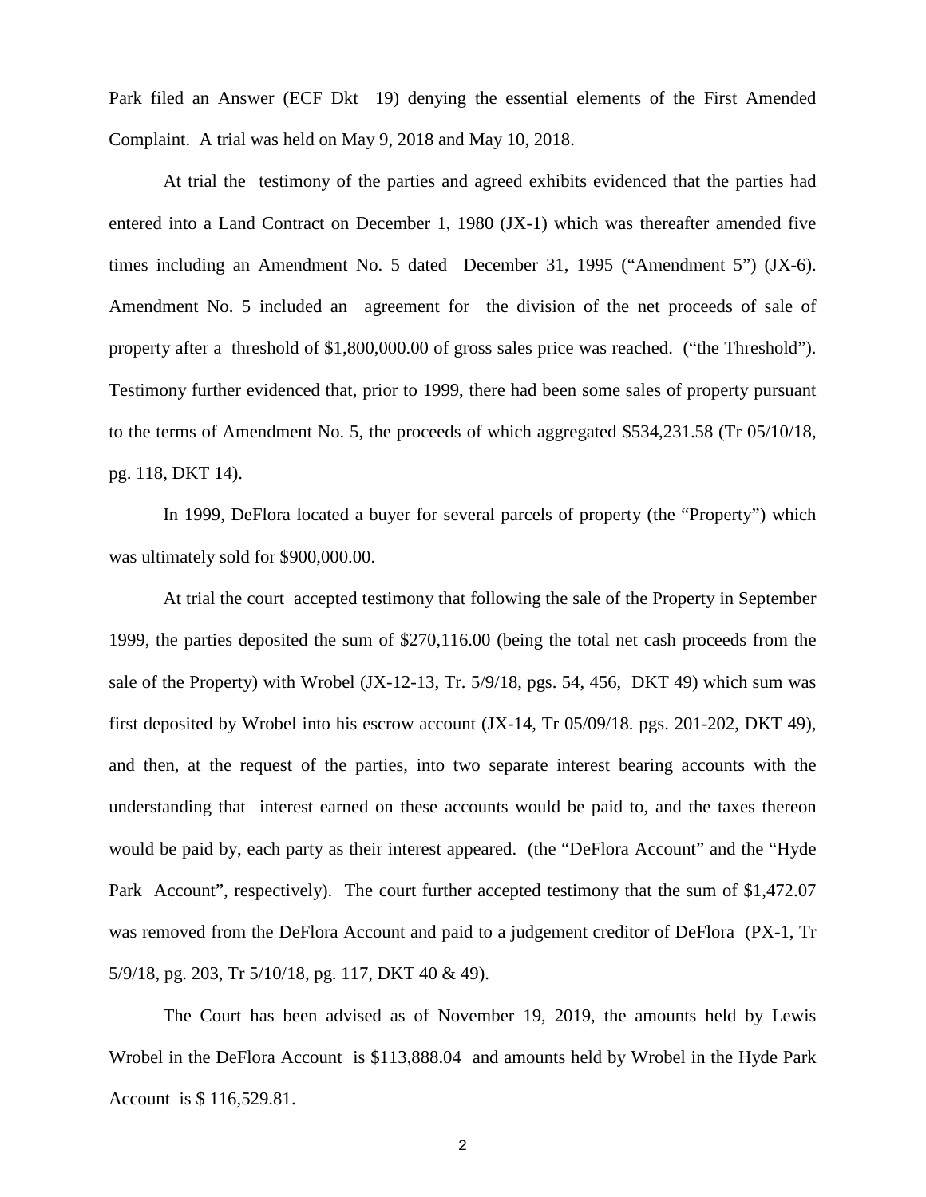Park filed an Answer (ECF Dkt 19) denying the essential elements of the First Amended Complaint. A trial was held on May 9, 2018 and May 10, 2018.

At trial the testimony of the parties and agreed exhibits evidenced that the parties had entered into a Land Contract on December 1, 1980 (JX-1) which was thereafter amended five times including an Amendment No. 5 dated December 31, 1995 ("Amendment 5") (JX-6). Amendment No. 5 included an agreement for the division of the net proceeds of sale of property after a threshold of $1,800,000.00 of gross sales price was reached. ("the Threshold"). Testimony further evidenced that, prior to 1999, there had been some sales of property pursuant to the terms of Amendment No. 5, the proceeds of which aggregated $534,231.58 (Tr 05/10/18, pg. 118, DKT 14).

In 1999, DeFlora located a buyer for several parcels of property (the "Property") which was ultimately sold for $900,000.00.

At trial the court accepted testimony that following the sale of the Property in September 1999, the parties deposited the sum of $270,116.00 (being the total net cash proceeds from the sale of the Property) with Wrobel (JX-12-13, Tr. 5/9/18, pgs. 54, 456, DKT 49) which sum was first deposited by Wrobel into his escrow account (JX-14, Tr 05/09/18. pgs. 201-202, DKT 49), and then, at the request of the parties, into two separate interest bearing accounts with the understanding that interest earned on these accounts would be paid to, and the taxes thereon would be paid by, each party as their interest appeared. (the "DeFlora Account" and the "Hyde Park Account", respectively). The court further accepted testimony that the sum of $1,472.07 was removed from the DeFlora Account and paid to a judgement creditor of DeFlora (PX-1, Tr 5/9/18, pg. 203, Tr 5/10/18, pg. 117, DKT 40 & 49).

The Court has been advised as of November 19, 2019, the amounts held by Lewis Wrobel in the DeFlora Account is $113,888.04 and amounts held by Wrobel in the Hyde Park Account is $ 116,529.81.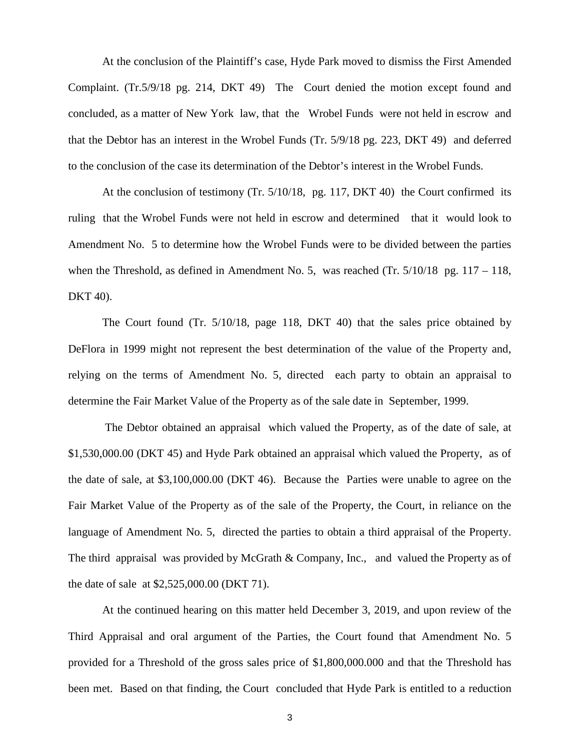At the conclusion of the Plaintiff's case, Hyde Park moved to dismiss the First Amended Complaint. (Tr.5/9/18 pg. 214, DKT 49) The Court denied the motion except found and concluded, as a matter of New York law, that the Wrobel Funds were not held in escrow and that the Debtor has an interest in the Wrobel Funds (Tr. 5/9/18 pg. 223, DKT 49) and deferred to the conclusion of the case its determination of the Debtor's interest in the Wrobel Funds.

At the conclusion of testimony (Tr. 5/10/18, pg. 117, DKT 40) the Court confirmed its ruling that the Wrobel Funds were not held in escrow and determined that it would look to Amendment No. 5 to determine how the Wrobel Funds were to be divided between the parties when the Threshold, as defined in Amendment No. 5, was reached (Tr. 5/10/18 pg. 117 – 118, DKT 40).

The Court found (Tr. 5/10/18, page 118, DKT 40) that the sales price obtained by DeFlora in 1999 might not represent the best determination of the value of the Property and, relying on the terms of Amendment No. 5, directed each party to obtain an appraisal to determine the Fair Market Value of the Property as of the sale date in September, 1999.

The Debtor obtained an appraisal which valued the Property, as of the date of sale, at $1,530,000.00 (DKT 45) and Hyde Park obtained an appraisal which valued the Property, as of the date of sale, at $3,100,000.00 (DKT 46). Because the Parties were unable to agree on the Fair Market Value of the Property as of the sale of the Property, the Court, in reliance on the language of Amendment No. 5, directed the parties to obtain a third appraisal of the Property. The third appraisal was provided by McGrath & Company, Inc., and valued the Property as of the date of sale at $2,525,000.00 (DKT 71).

At the continued hearing on this matter held December 3, 2019, and upon review of the Third Appraisal and oral argument of the Parties, the Court found that Amendment No. 5 provided for a Threshold of the gross sales price of $1,800,000.000 and that the Threshold has been met. Based on that finding, the Court concluded that Hyde Park is entitled to a reduction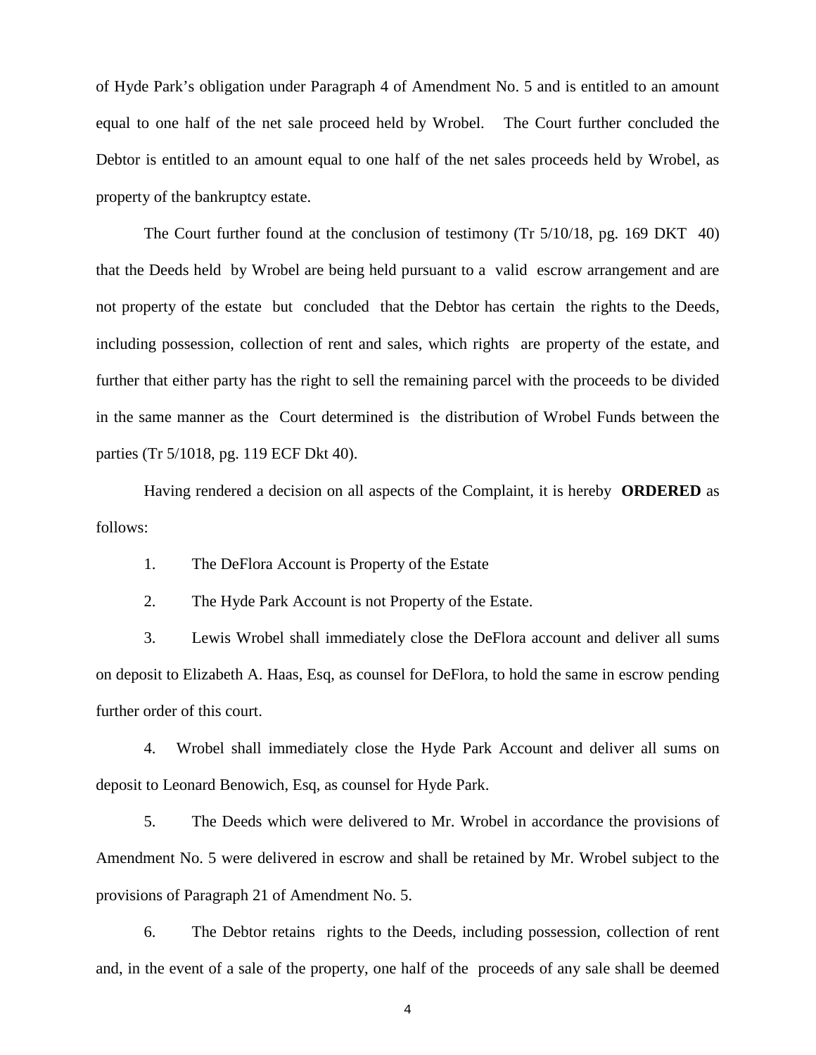of Hyde Park's obligation under Paragraph 4 of Amendment No. 5 and is entitled to an amount equal to one half of the net sale proceed held by Wrobel. The Court further concluded the Debtor is entitled to an amount equal to one half of the net sales proceeds held by Wrobel, as property of the bankruptcy estate.

The Court further found at the conclusion of testimony (Tr 5/10/18, pg. 169 DKT 40) that the Deeds held by Wrobel are being held pursuant to a valid escrow arrangement and are not property of the estate but concluded that the Debtor has certain the rights to the Deeds, including possession, collection of rent and sales, which rights are property of the estate, and further that either party has the right to sell the remaining parcel with the proceeds to be divided in the same manner as the Court determined is the distribution of Wrobel Funds between the parties (Tr 5/1018, pg. 119 ECF Dkt 40).

Having rendered a decision on all aspects of the Complaint, it is hereby **ORDERED** as follows:

1. The DeFlora Account is Property of the Estate

2. The Hyde Park Account is not Property of the Estate.

3. Lewis Wrobel shall immediately close the DeFlora account and deliver all sums on deposit to Elizabeth A. Haas, Esq, as counsel for DeFlora, to hold the same in escrow pending further order of this court.

4. Wrobel shall immediately close the Hyde Park Account and deliver all sums on deposit to Leonard Benowich, Esq, as counsel for Hyde Park.

5. The Deeds which were delivered to Mr. Wrobel in accordance the provisions of Amendment No. 5 were delivered in escrow and shall be retained by Mr. Wrobel subject to the provisions of Paragraph 21 of Amendment No. 5.

6. The Debtor retains rights to the Deeds, including possession, collection of rent and, in the event of a sale of the property, one half of the proceeds of any sale shall be deemed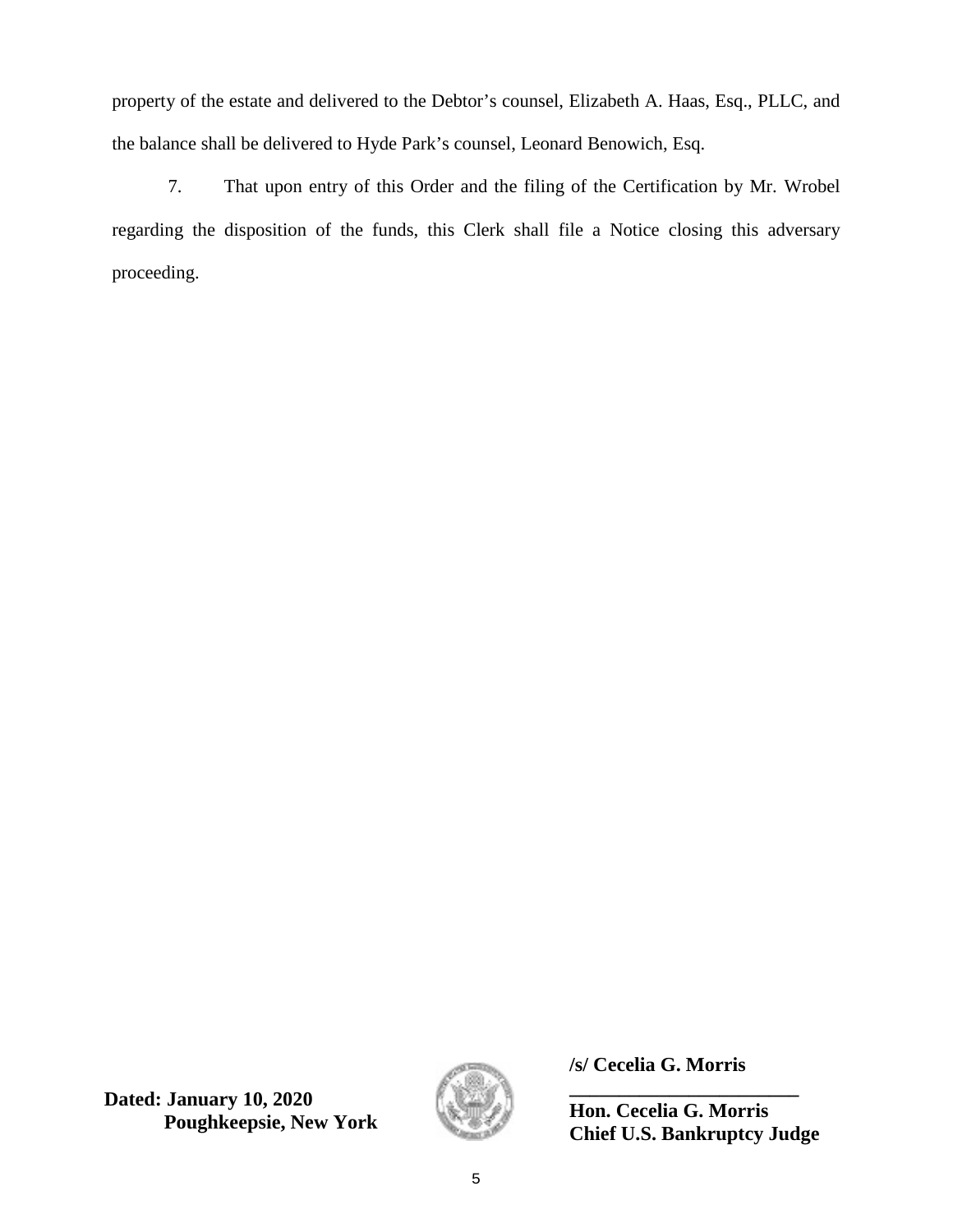property of the estate and delivered to the Debtor's counsel, Elizabeth A. Haas, Esq., PLLC, and the balance shall be delivered to Hyde Park's counsel, Leonard Benowich, Esq.

7. That upon entry of this Order and the filing of the Certification by Mr. Wrobel regarding the disposition of the funds, this Clerk shall file a Notice closing this adversary proceeding.

**Dated: January 10, 2020**
**Poughkeepsie, New York**

**/s/ Cecelia G. Morris**
**_______________________**
**Hon. Cecelia G. Morris**
**Chief U.S. Bankruptcy Judge**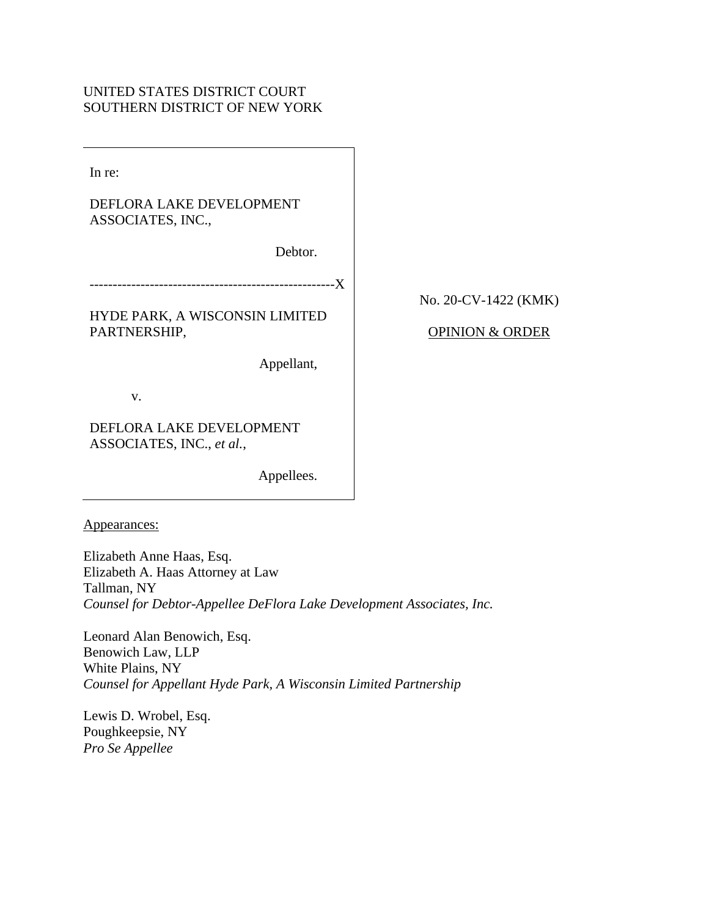UNITED STATES DISTRICT COURT
SOUTHERN DISTRICT OF NEW YORK

In re:

DEFLORA LAKE DEVELOPMENT ASSOCIATES, INC.,

Debtor.

-----------------------------------------------------X

HYDE PARK, A WISCONSIN LIMITED PARTNERSHIP,

Appellant,

v.

DEFLORA LAKE DEVELOPMENT ASSOCIATES, INC., *et al.*,

Appellees.

No. 20-CV-1422 (KMK)

OPINION & ORDER

Appearances:

Elizabeth Anne Haas, Esq.
Elizabeth A. Haas Attorney at Law
Tallman, NY
*Counsel for Debtor-Appellee DeFlora Lake Development Associates, Inc.*

Leonard Alan Benowich, Esq.
Benowich Law, LLP
White Plains, NY
*Counsel for Appellant Hyde Park, A Wisconsin Limited Partnership*

Lewis D. Wrobel, Esq.
Poughkeepsie, NY
*Pro Se Appellee*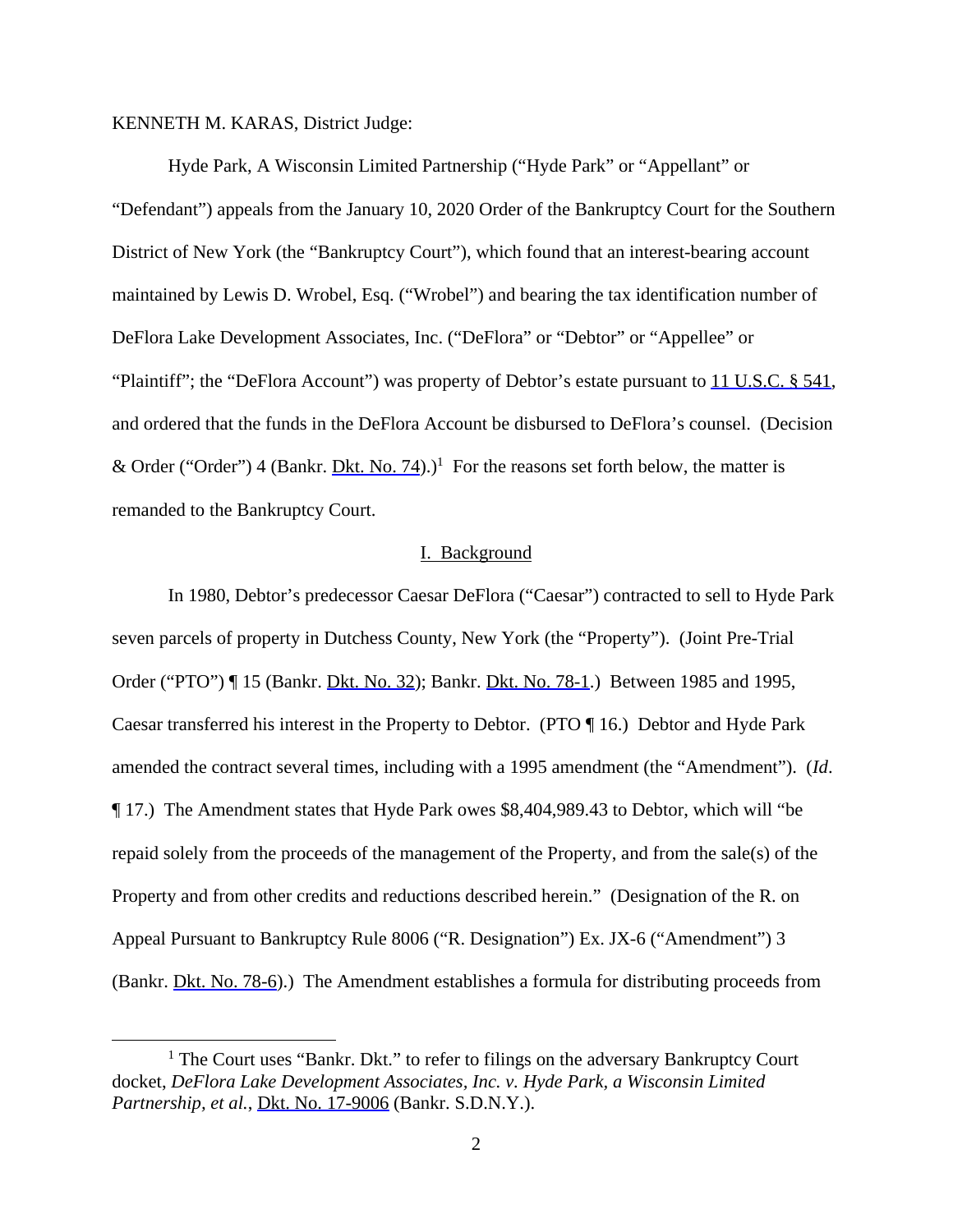KENNETH M. KARAS, District Judge:

Hyde Park, A Wisconsin Limited Partnership ("Hyde Park" or "Appellant" or "Defendant") appeals from the January 10, 2020 Order of the Bankruptcy Court for the Southern District of New York (the "Bankruptcy Court"), which found that an interest-bearing account maintained by Lewis D. Wrobel, Esq. ("Wrobel") and bearing the tax identification number of DeFlora Lake Development Associates, Inc. ("DeFlora" or "Debtor" or "Appellee" or "Plaintiff"; the "DeFlora Account") was property of Debtor's estate pursuant to 11 U.S.C. § 541, and ordered that the funds in the DeFlora Account be disbursed to DeFlora's counsel. (Decision & Order ("Order") 4 (Bankr. Dkt. No. 74).)[1] For the reasons set forth below, the matter is remanded to the Bankruptcy Court.

## I. Background

In 1980, Debtor's predecessor Caesar DeFlora ("Caesar") contracted to sell to Hyde Park seven parcels of property in Dutchess County, New York (the "Property"). (Joint Pre-Trial Order ("PTO") ¶ 15 (Bankr. Dkt. No. 32); Bankr. Dkt. No. 78-1.) Between 1985 and 1995, Caesar transferred his interest in the Property to Debtor. (PTO ¶ 16.) Debtor and Hyde Park amended the contract several times, including with a 1995 amendment (the "Amendment"). (*Id*. ¶ 17.) The Amendment states that Hyde Park owes $8,404,989.43 to Debtor, which will "be repaid solely from the proceeds of the management of the Property, and from the sale(s) of the Property and from other credits and reductions described herein." (Designation of the R. on Appeal Pursuant to Bankruptcy Rule 8006 ("R. Designation") Ex. JX-6 ("Amendment") 3 (Bankr. Dkt. No. 78-6).) The Amendment establishes a formula for distributing proceeds from

[1] The Court uses "Bankr. Dkt." to refer to filings on the adversary Bankruptcy Court docket, *DeFlora Lake Development Associates, Inc. v. Hyde Park, a Wisconsin Limited Partnership, et al.*, Dkt. No. 17-9006 (Bankr. S.D.N.Y.).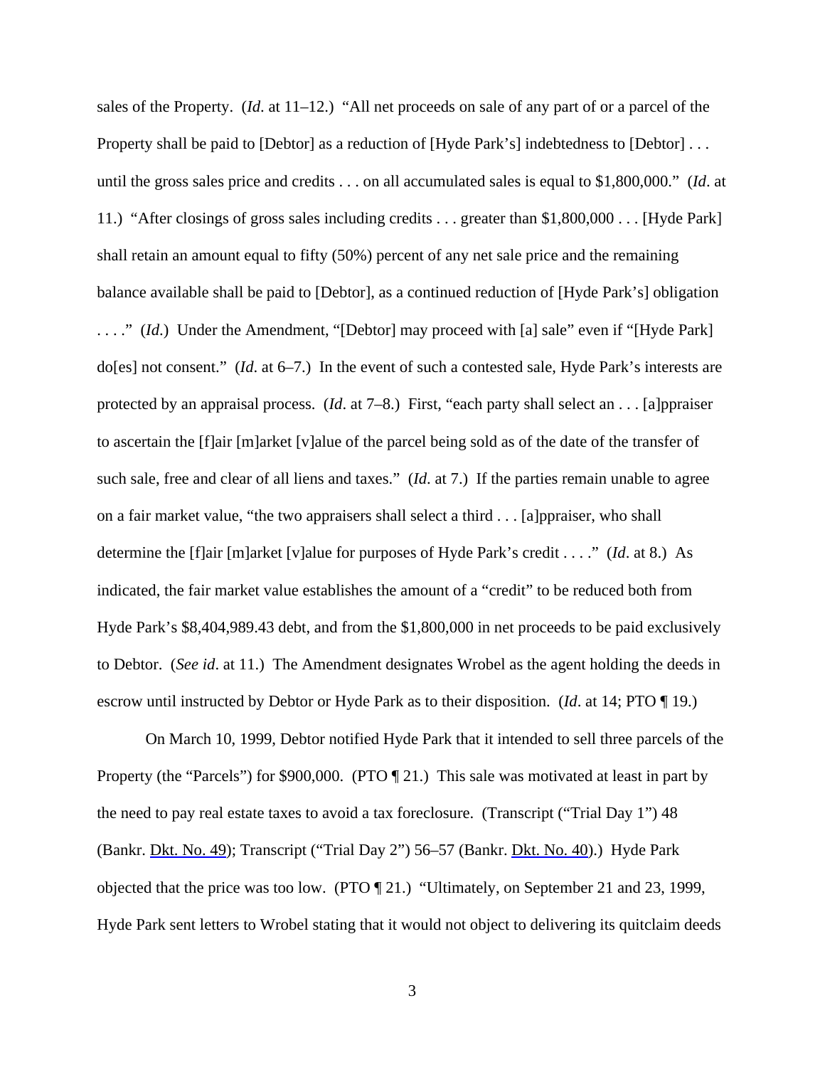sales of the Property. (*Id*. at 11–12.) "All net proceeds on sale of any part of or a parcel of the Property shall be paid to [Debtor] as a reduction of [Hyde Park's] indebtedness to [Debtor] . . . until the gross sales price and credits . . . on all accumulated sales is equal to $1,800,000." (*Id*. at 11.) "After closings of gross sales including credits . . . greater than $1,800,000 . . . [Hyde Park] shall retain an amount equal to fifty (50%) percent of any net sale price and the remaining balance available shall be paid to [Debtor], as a continued reduction of [Hyde Park's] obligation . . . ." (*Id*.) Under the Amendment, "[Debtor] may proceed with [a] sale" even if "[Hyde Park] do[es] not consent." (*Id*. at 6–7.) In the event of such a contested sale, Hyde Park's interests are protected by an appraisal process. (*Id*. at 7–8.) First, "each party shall select an . . . [a]ppraiser to ascertain the [f]air [m]arket [v]alue of the parcel being sold as of the date of the transfer of such sale, free and clear of all liens and taxes." (*Id*. at 7.) If the parties remain unable to agree on a fair market value, "the two appraisers shall select a third . . . [a]ppraiser, who shall determine the [f]air [m]arket [v]alue for purposes of Hyde Park's credit . . . ." (*Id*. at 8.) As indicated, the fair market value establishes the amount of a "credit" to be reduced both from Hyde Park's $8,404,989.43 debt, and from the $1,800,000 in net proceeds to be paid exclusively to Debtor. (*See id*. at 11.) The Amendment designates Wrobel as the agent holding the deeds in escrow until instructed by Debtor or Hyde Park as to their disposition. (*Id*. at 14; PTO ¶ 19.)

On March 10, 1999, Debtor notified Hyde Park that it intended to sell three parcels of the Property (the "Parcels") for $900,000. (PTO ¶ 21.) This sale was motivated at least in part by the need to pay real estate taxes to avoid a tax foreclosure. (Transcript ("Trial Day 1") 48 (Bankr. Dkt. No. 49); Transcript ("Trial Day 2") 56–57 (Bankr. Dkt. No. 40).) Hyde Park objected that the price was too low. (PTO ¶ 21.) "Ultimately, on September 21 and 23, 1999, Hyde Park sent letters to Wrobel stating that it would not object to delivering its quitclaim deeds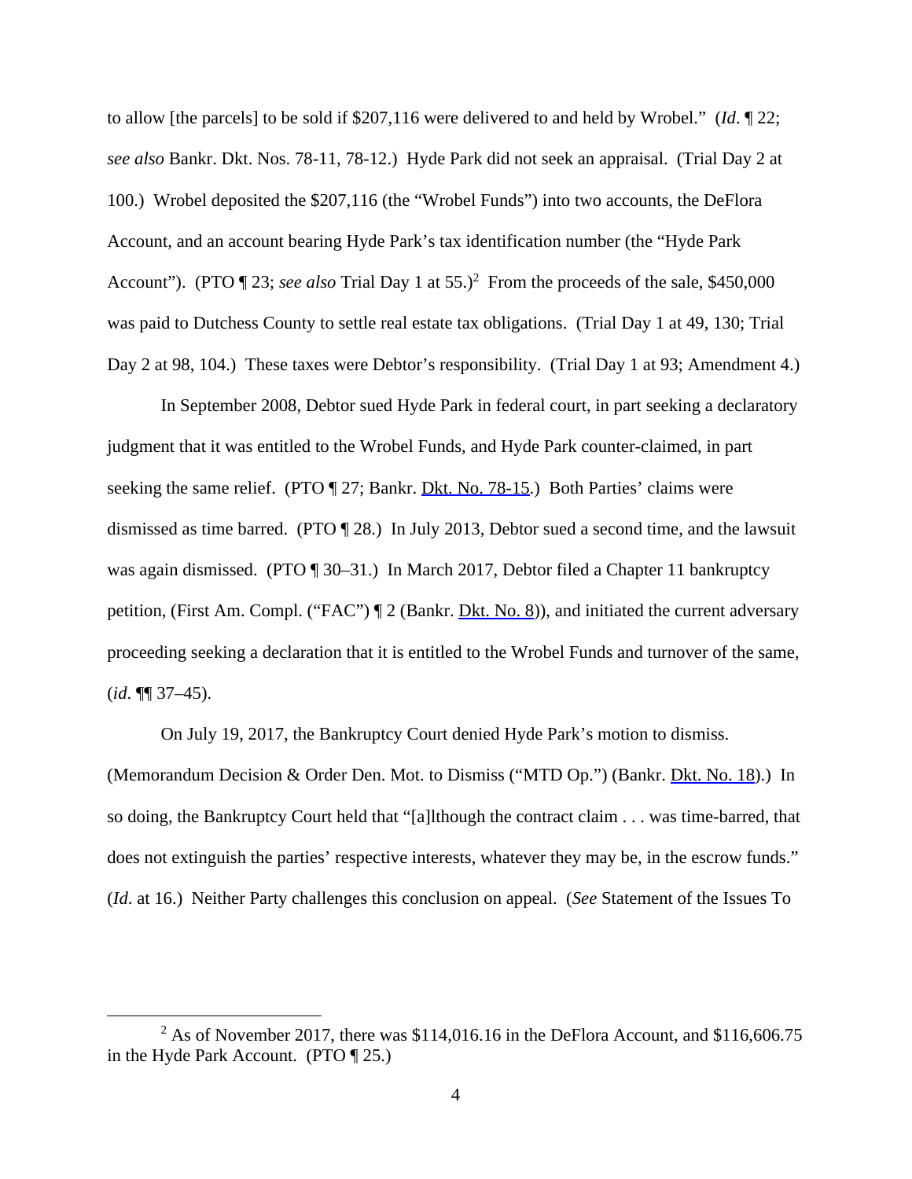to allow [the parcels] to be sold if $207,116 were delivered to and held by Wrobel." (*Id*. ¶ 22; *see also* Bankr. Dkt. Nos. 78-11, 78-12.) Hyde Park did not seek an appraisal. (Trial Day 2 at 100.) Wrobel deposited the $207,116 (the "Wrobel Funds") into two accounts, the DeFlora Account, and an account bearing Hyde Park's tax identification number (the "Hyde Park Account"). (PTO ¶ 23; *see also* Trial Day 1 at 55.)[2] From the proceeds of the sale, $450,000 was paid to Dutchess County to settle real estate tax obligations. (Trial Day 1 at 49, 130; Trial Day 2 at 98, 104.) These taxes were Debtor's responsibility. (Trial Day 1 at 93; Amendment 4.)

In September 2008, Debtor sued Hyde Park in federal court, in part seeking a declaratory judgment that it was entitled to the Wrobel Funds, and Hyde Park counter-claimed, in part seeking the same relief. (PTO ¶ 27; Bankr. Dkt. No. 78-15.) Both Parties' claims were dismissed as time barred. (PTO ¶ 28.) In July 2013, Debtor sued a second time, and the lawsuit was again dismissed. (PTO ¶ 30–31.) In March 2017, Debtor filed a Chapter 11 bankruptcy petition, (First Am. Compl. ("FAC") ¶ 2 (Bankr. Dkt. No. 8)), and initiated the current adversary proceeding seeking a declaration that it is entitled to the Wrobel Funds and turnover of the same, (*id*. ¶¶ 37–45).

On July 19, 2017, the Bankruptcy Court denied Hyde Park's motion to dismiss. (Memorandum Decision & Order Den. Mot. to Dismiss ("MTD Op.") (Bankr. Dkt. No. 18).) In so doing, the Bankruptcy Court held that "[a]lthough the contract claim . . . was time-barred, that does not extinguish the parties' respective interests, whatever they may be, in the escrow funds." (*Id*. at 16.) Neither Party challenges this conclusion on appeal. (*See* Statement of the Issues To

[2] As of November 2017, there was $114,016.16 in the DeFlora Account, and $116,606.75 in the Hyde Park Account. (PTO ¶ 25.)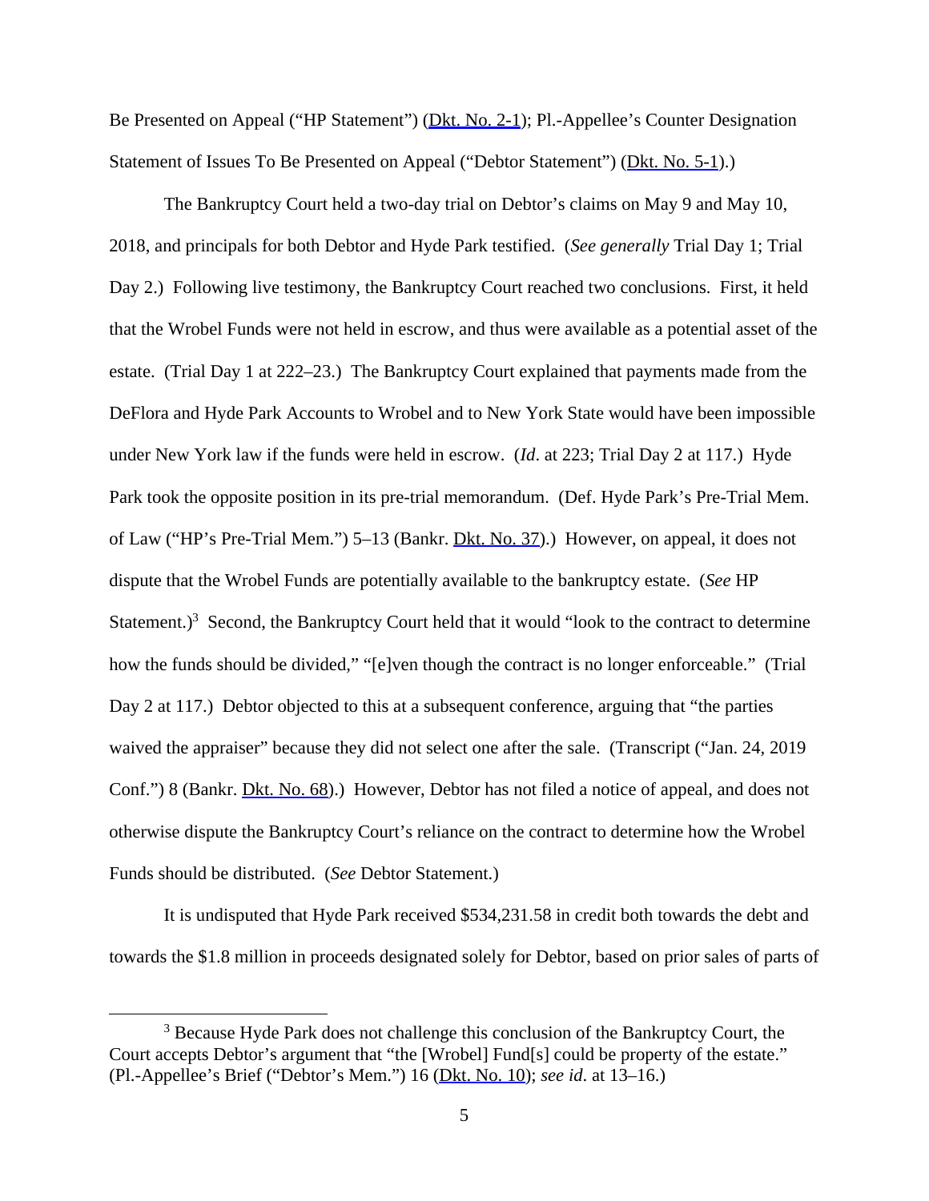Be Presented on Appeal ("HP Statement") (Dkt. No. 2-1); Pl.-Appellee's Counter Designation Statement of Issues To Be Presented on Appeal ("Debtor Statement") (Dkt. No. 5-1).)

The Bankruptcy Court held a two-day trial on Debtor's claims on May 9 and May 10, 2018, and principals for both Debtor and Hyde Park testified. (*See generally* Trial Day 1; Trial Day 2.) Following live testimony, the Bankruptcy Court reached two conclusions. First, it held that the Wrobel Funds were not held in escrow, and thus were available as a potential asset of the estate. (Trial Day 1 at 222–23.) The Bankruptcy Court explained that payments made from the DeFlora and Hyde Park Accounts to Wrobel and to New York State would have been impossible under New York law if the funds were held in escrow. (*Id*. at 223; Trial Day 2 at 117.) Hyde Park took the opposite position in its pre-trial memorandum. (Def. Hyde Park's Pre-Trial Mem. of Law ("HP's Pre-Trial Mem.") 5–13 (Bankr. Dkt. No. 37).) However, on appeal, it does not dispute that the Wrobel Funds are potentially available to the bankruptcy estate. (*See* HP Statement.)[3] Second, the Bankruptcy Court held that it would "look to the contract to determine how the funds should be divided," "[e]ven though the contract is no longer enforceable." (Trial Day 2 at 117.) Debtor objected to this at a subsequent conference, arguing that "the parties waived the appraiser" because they did not select one after the sale. (Transcript ("Jan. 24, 2019 Conf.") 8 (Bankr. Dkt. No. 68).) However, Debtor has not filed a notice of appeal, and does not otherwise dispute the Bankruptcy Court's reliance on the contract to determine how the Wrobel Funds should be distributed. (*See* Debtor Statement.)

It is undisputed that Hyde Park received $534,231.58 in credit both towards the debt and towards the $1.8 million in proceeds designated solely for Debtor, based on prior sales of parts of

[3] Because Hyde Park does not challenge this conclusion of the Bankruptcy Court, the Court accepts Debtor's argument that "the [Wrobel] Fund[s] could be property of the estate." (Pl.-Appellee's Brief ("Debtor's Mem.") 16 (Dkt. No. 10); *see id.* at 13–16.)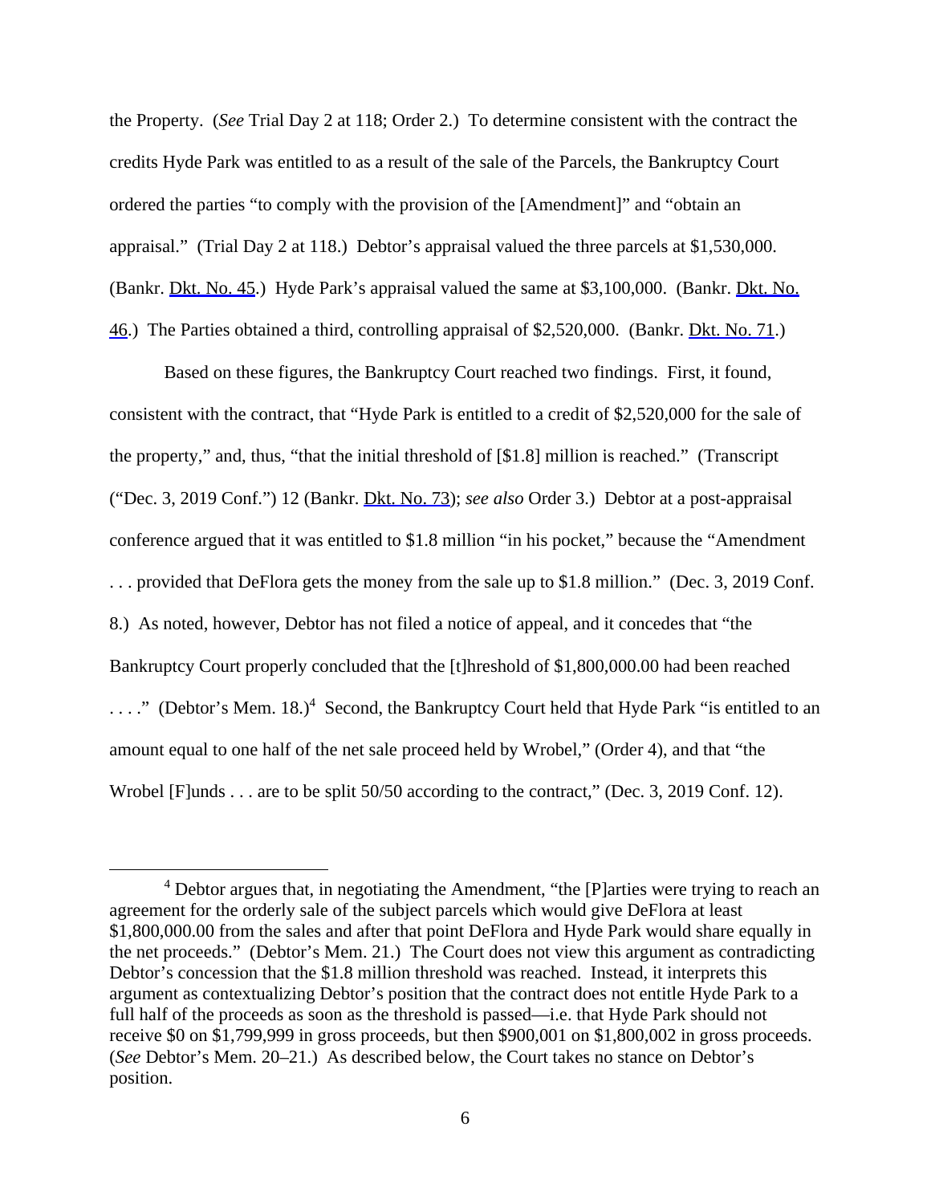the Property. (*See* Trial Day 2 at 118; Order 2.) To determine consistent with the contract the credits Hyde Park was entitled to as a result of the sale of the Parcels, the Bankruptcy Court ordered the parties "to comply with the provision of the [Amendment]" and "obtain an appraisal." (Trial Day 2 at 118.) Debtor's appraisal valued the three parcels at $1,530,000. (Bankr. Dkt. No. 45.) Hyde Park's appraisal valued the same at $3,100,000. (Bankr. Dkt. No. 46.) The Parties obtained a third, controlling appraisal of $2,520,000. (Bankr. Dkt. No. 71.)

Based on these figures, the Bankruptcy Court reached two findings. First, it found, consistent with the contract, that "Hyde Park is entitled to a credit of $2,520,000 for the sale of the property," and, thus, "that the initial threshold of [$1.8] million is reached." (Transcript ("Dec. 3, 2019 Conf.") 12 (Bankr. Dkt. No. 73); *see also* Order 3.) Debtor at a post-appraisal conference argued that it was entitled to $1.8 million "in his pocket," because the "Amendment . . . provided that DeFlora gets the money from the sale up to $1.8 million." (Dec. 3, 2019 Conf. 8.) As noted, however, Debtor has not filed a notice of appeal, and it concedes that "the Bankruptcy Court properly concluded that the [t]hreshold of $1,800,000.00 had been reached . . . ." (Debtor's Mem. 18.)[4] Second, the Bankruptcy Court held that Hyde Park "is entitled to an amount equal to one half of the net sale proceed held by Wrobel," (Order 4), and that "the Wrobel [F]unds . . . are to be split 50/50 according to the contract," (Dec. 3, 2019 Conf. 12).

---

[4] Debtor argues that, in negotiating the Amendment, "the [P]arties were trying to reach an agreement for the orderly sale of the subject parcels which would give DeFlora at least $1,800,000.00 from the sales and after that point DeFlora and Hyde Park would share equally in the net proceeds." (Debtor's Mem. 21.) The Court does not view this argument as contradicting Debtor's concession that the $1.8 million threshold was reached. Instead, it interprets this argument as contextualizing Debtor's position that the contract does not entitle Hyde Park to a full half of the proceeds as soon as the threshold is passed—i.e. that Hyde Park should not receive $0 on $1,799,999 in gross proceeds, but then $900,001 on $1,800,002 in gross proceeds. (*See* Debtor's Mem. 20–21.) As described below, the Court takes no stance on Debtor's position.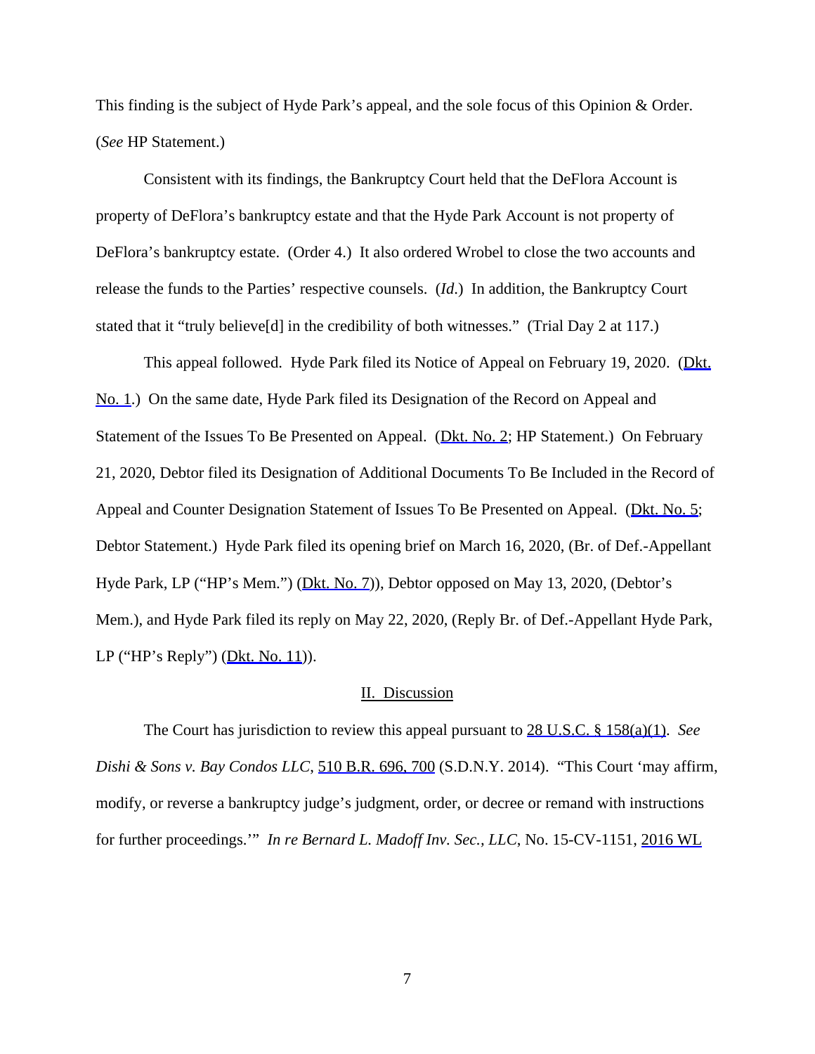This finding is the subject of Hyde Park's appeal, and the sole focus of this Opinion & Order. (*See* HP Statement.)

Consistent with its findings, the Bankruptcy Court held that the DeFlora Account is property of DeFlora's bankruptcy estate and that the Hyde Park Account is not property of DeFlora's bankruptcy estate. (Order 4.) It also ordered Wrobel to close the two accounts and release the funds to the Parties' respective counsels. (*Id.*) In addition, the Bankruptcy Court stated that it "truly believe[d] in the credibility of both witnesses." (Trial Day 2 at 117.)

This appeal followed. Hyde Park filed its Notice of Appeal on February 19, 2020. (Dkt. No. 1.) On the same date, Hyde Park filed its Designation of the Record on Appeal and Statement of the Issues To Be Presented on Appeal. (Dkt. No. 2; HP Statement.) On February 21, 2020, Debtor filed its Designation of Additional Documents To Be Included in the Record of Appeal and Counter Designation Statement of Issues To Be Presented on Appeal. (Dkt. No. 5; Debtor Statement.) Hyde Park filed its opening brief on March 16, 2020, (Br. of Def.-Appellant Hyde Park, LP ("HP's Mem.") (Dkt. No. 7)), Debtor opposed on May 13, 2020, (Debtor's Mem.), and Hyde Park filed its reply on May 22, 2020, (Reply Br. of Def.-Appellant Hyde Park, LP ("HP's Reply") (Dkt. No. 11)).

## II. Discussion

The Court has jurisdiction to review this appeal pursuant to 28 U.S.C. § 158(a)(1). *See Dishi & Sons v. Bay Condos LLC*, 510 B.R. 696, 700 (S.D.N.Y. 2014). "This Court 'may affirm, modify, or reverse a bankruptcy judge's judgment, order, or decree or remand with instructions for further proceedings.'" *In re Bernard L. Madoff Inv. Sec., LLC*, No. 15-CV-1151, 2016 WL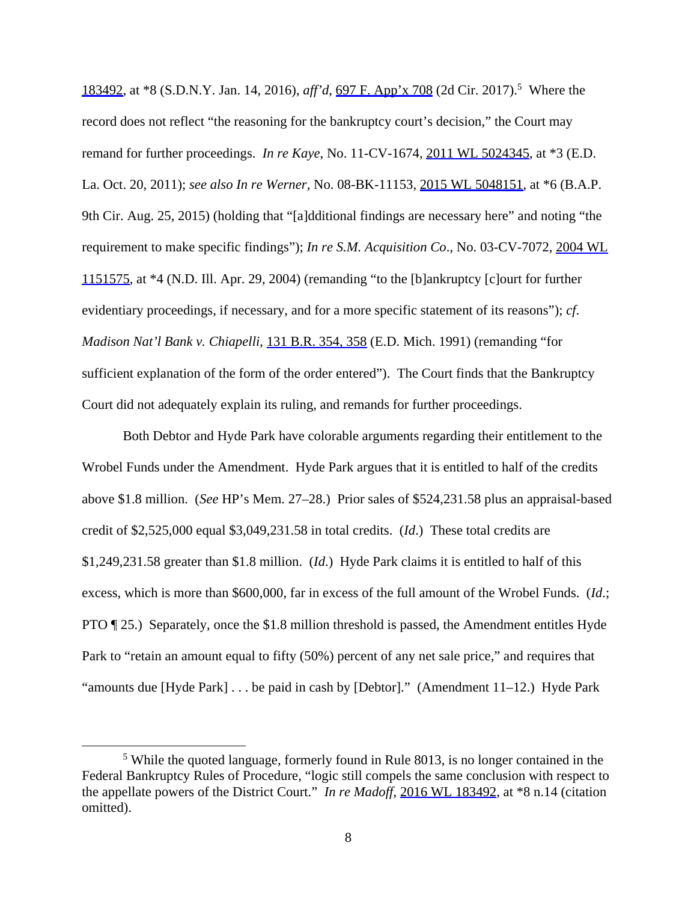183492, at *8 (S.D.N.Y. Jan. 14, 2016), *aff'd*, 697 F. App'x 708 (2d Cir. 2017).[5] Where the record does not reflect "the reasoning for the bankruptcy court's decision," the Court may remand for further proceedings. *In re Kaye*, No. 11-CV-1674, 2011 WL 5024345, at *3 (E.D. La. Oct. 20, 2011); *see also In re Werner*, No. 08-BK-11153, 2015 WL 5048151, at *6 (B.A.P. 9th Cir. Aug. 25, 2015) (holding that "[a]dditional findings are necessary here" and noting "the requirement to make specific findings"); *In re S.M. Acquisition Co.*, No. 03-CV-7072, 2004 WL 1151575, at *4 (N.D. Ill. Apr. 29, 2004) (remanding "to the [b]ankruptcy [c]ourt for further evidentiary proceedings, if necessary, and for a more specific statement of its reasons"); *cf. Madison Nat'l Bank v. Chiapelli*, 131 B.R. 354, 358 (E.D. Mich. 1991) (remanding "for sufficient explanation of the form of the order entered"). The Court finds that the Bankruptcy Court did not adequately explain its ruling, and remands for further proceedings.

Both Debtor and Hyde Park have colorable arguments regarding their entitlement to the Wrobel Funds under the Amendment. Hyde Park argues that it is entitled to half of the credits above $1.8 million. (*See* HP's Mem. 27–28.) Prior sales of $524,231.58 plus an appraisal-based credit of $2,525,000 equal $3,049,231.58 in total credits. (*Id*.) These total credits are $1,249,231.58 greater than $1.8 million. (*Id.*) Hyde Park claims it is entitled to half of this excess, which is more than $600,000, far in excess of the full amount of the Wrobel Funds. (*Id*.; PTO ¶ 25.) Separately, once the $1.8 million threshold is passed, the Amendment entitles Hyde Park to "retain an amount equal to fifty (50%) percent of any net sale price," and requires that "amounts due [Hyde Park] . . . be paid in cash by [Debtor]." (Amendment 11–12.) Hyde Park

---

[5] While the quoted language, formerly found in Rule 8013, is no longer contained in the Federal Bankruptcy Rules of Procedure, "logic still compels the same conclusion with respect to the appellate powers of the District Court." *In re Madoff*, 2016 WL 183492, at *8 n.14 (citation omitted).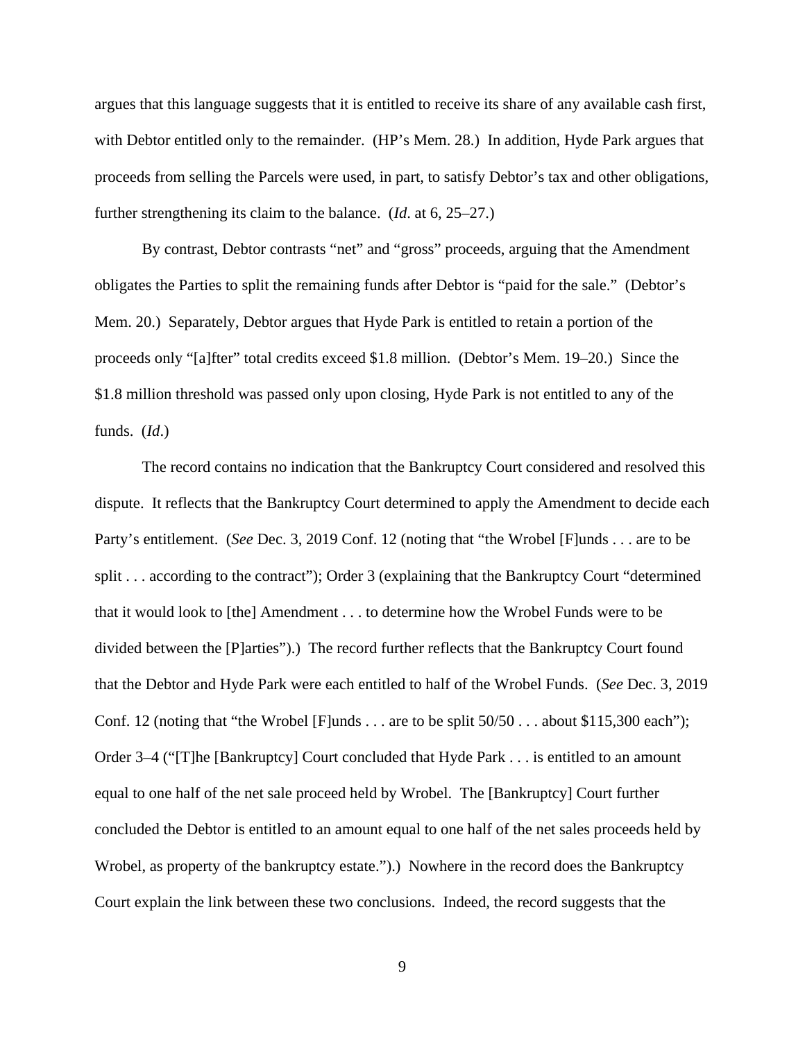argues that this language suggests that it is entitled to receive its share of any available cash first, with Debtor entitled only to the remainder. (HP's Mem. 28.) In addition, Hyde Park argues that proceeds from selling the Parcels were used, in part, to satisfy Debtor's tax and other obligations, further strengthening its claim to the balance. (*Id*. at 6, 25–27.)

By contrast, Debtor contrasts "net" and "gross" proceeds, arguing that the Amendment obligates the Parties to split the remaining funds after Debtor is "paid for the sale." (Debtor's Mem. 20.) Separately, Debtor argues that Hyde Park is entitled to retain a portion of the proceeds only "[a]fter" total credits exceed $1.8 million. (Debtor's Mem. 19–20.) Since the $1.8 million threshold was passed only upon closing, Hyde Park is not entitled to any of the funds. (*Id*.)

The record contains no indication that the Bankruptcy Court considered and resolved this dispute. It reflects that the Bankruptcy Court determined to apply the Amendment to decide each Party's entitlement. (*See* Dec. 3, 2019 Conf. 12 (noting that "the Wrobel [F]unds . . . are to be split . . . according to the contract"); Order 3 (explaining that the Bankruptcy Court "determined that it would look to [the] Amendment . . . to determine how the Wrobel Funds were to be divided between the [P]arties").) The record further reflects that the Bankruptcy Court found that the Debtor and Hyde Park were each entitled to half of the Wrobel Funds. (*See* Dec. 3, 2019 Conf. 12 (noting that "the Wrobel [F]unds . . . are to be split 50/50 . . . about $115,300 each"); Order 3–4 ("[T]he [Bankruptcy] Court concluded that Hyde Park . . . is entitled to an amount equal to one half of the net sale proceed held by Wrobel. The [Bankruptcy] Court further concluded the Debtor is entitled to an amount equal to one half of the net sales proceeds held by Wrobel, as property of the bankruptcy estate.").) Nowhere in the record does the Bankruptcy Court explain the link between these two conclusions. Indeed, the record suggests that the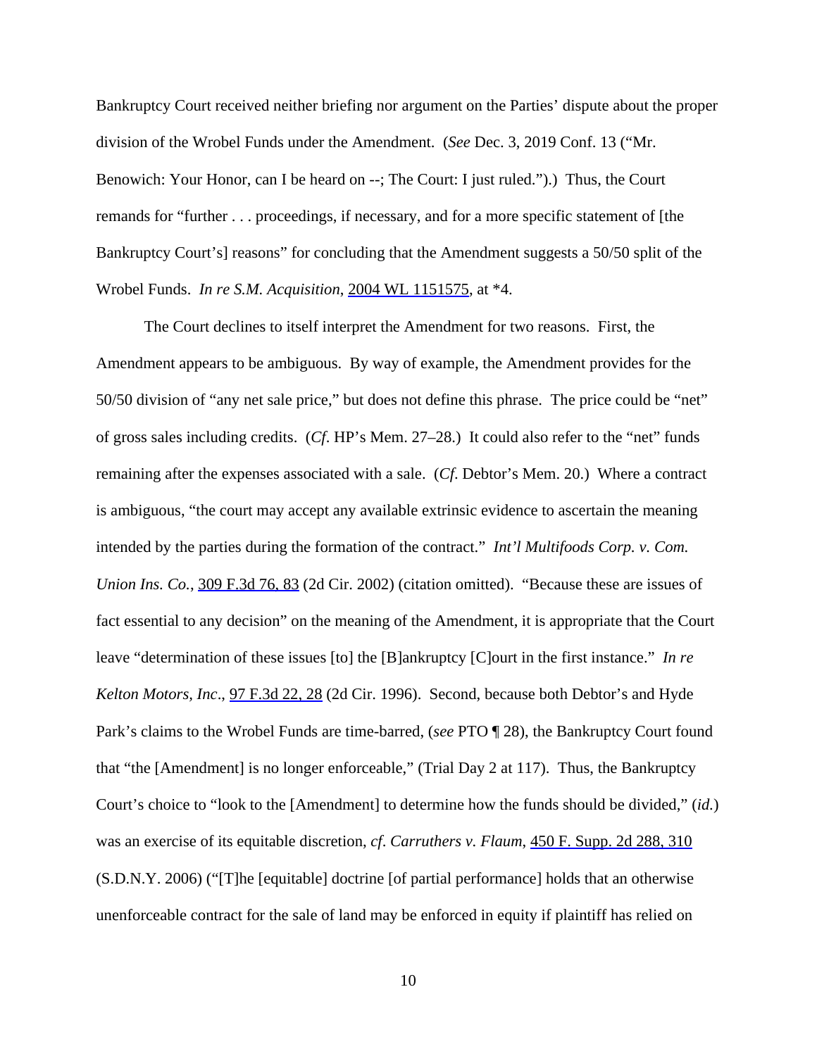Bankruptcy Court received neither briefing nor argument on the Parties' dispute about the proper division of the Wrobel Funds under the Amendment. (*See* Dec. 3, 2019 Conf. 13 ("Mr. Benowich: Your Honor, can I be heard on --; The Court: I just ruled.").) Thus, the Court remands for "further . . . proceedings, if necessary, and for a more specific statement of [the Bankruptcy Court's] reasons" for concluding that the Amendment suggests a 50/50 split of the Wrobel Funds. *In re S.M. Acquisition*, 2004 WL 1151575, at *4.

The Court declines to itself interpret the Amendment for two reasons. First, the Amendment appears to be ambiguous. By way of example, the Amendment provides for the 50/50 division of "any net sale price," but does not define this phrase. The price could be "net" of gross sales including credits. (*Cf.* HP's Mem. 27–28.) It could also refer to the "net" funds remaining after the expenses associated with a sale. (*Cf.* Debtor's Mem. 20.) Where a contract is ambiguous, "the court may accept any available extrinsic evidence to ascertain the meaning intended by the parties during the formation of the contract." *Int'l Multifoods Corp. v. Com. Union Ins. Co.*, 309 F.3d 76, 83 (2d Cir. 2002) (citation omitted). "Because these are issues of fact essential to any decision" on the meaning of the Amendment, it is appropriate that the Court leave "determination of these issues [to] the [B]ankruptcy [C]ourt in the first instance." *In re Kelton Motors, Inc*., 97 F.3d 22, 28 (2d Cir. 1996). Second, because both Debtor's and Hyde Park's claims to the Wrobel Funds are time-barred, (*see* PTO ¶ 28), the Bankruptcy Court found that "the [Amendment] is no longer enforceable," (Trial Day 2 at 117). Thus, the Bankruptcy Court's choice to "look to the [Amendment] to determine how the funds should be divided," (*id.*) was an exercise of its equitable discretion, *cf*. *Carruthers v. Flaum*, 450 F. Supp. 2d 288, 310 (S.D.N.Y. 2006) ("[T]he [equitable] doctrine [of partial performance] holds that an otherwise unenforceable contract for the sale of land may be enforced in equity if plaintiff has relied on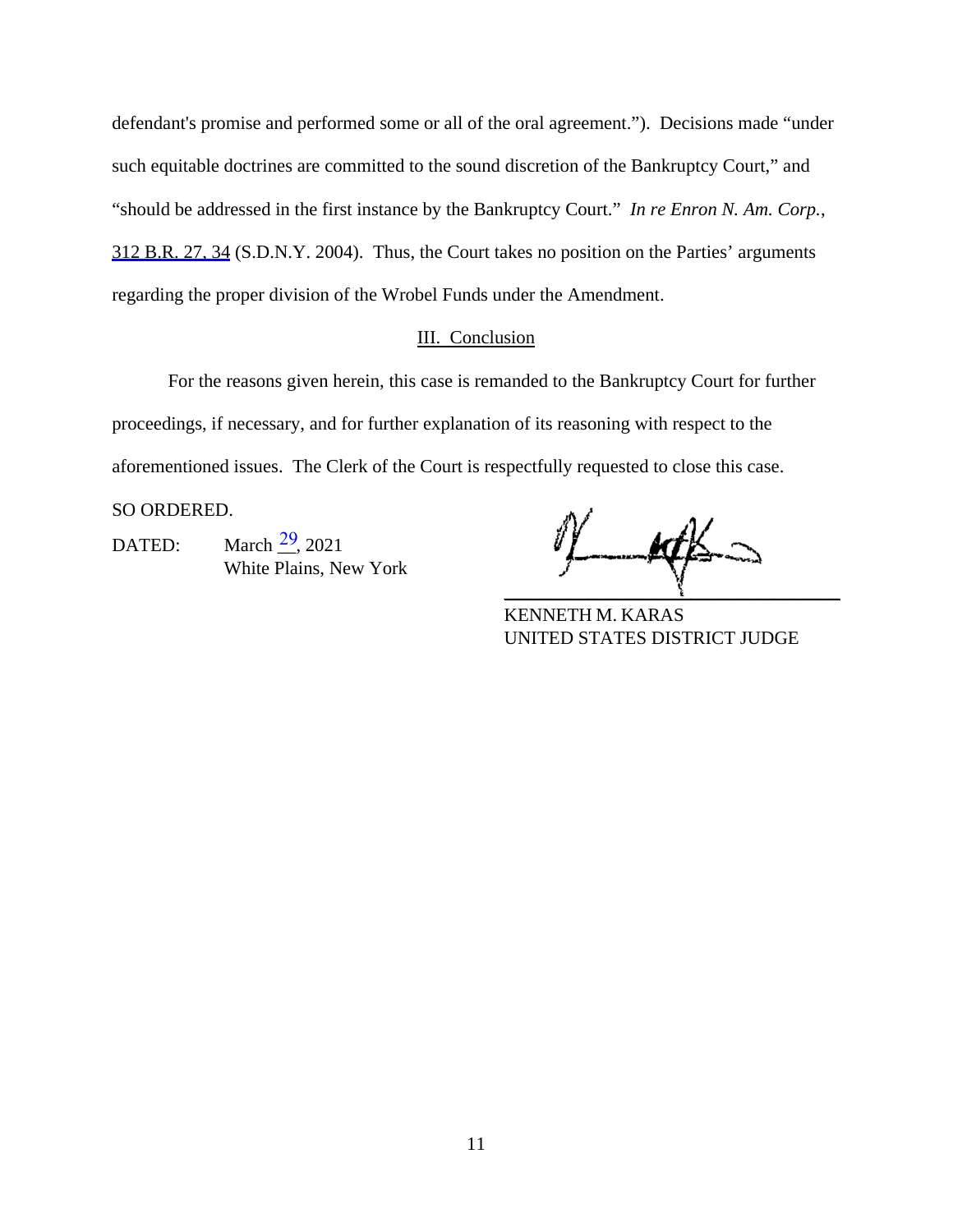defendant's promise and performed some or all of the oral agreement."). Decisions made "under such equitable doctrines are committed to the sound discretion of the Bankruptcy Court," and "should be addressed in the first instance by the Bankruptcy Court." *In re Enron N. Am. Corp.*, 312 B.R. 27, 34 (S.D.N.Y. 2004). Thus, the Court takes no position on the Parties' arguments regarding the proper division of the Wrobel Funds under the Amendment.

## III. Conclusion

For the reasons given herein, this case is remanded to the Bankruptcy Court for further proceedings, if necessary, and for further explanation of its reasoning with respect to the aforementioned issues. The Clerk of the Court is respectfully requested to close this case.

SO ORDERED.

DATED: March 29, 2021
White Plains, New York

KENNETH M. KARAS
UNITED STATES DISTRICT JUDGE